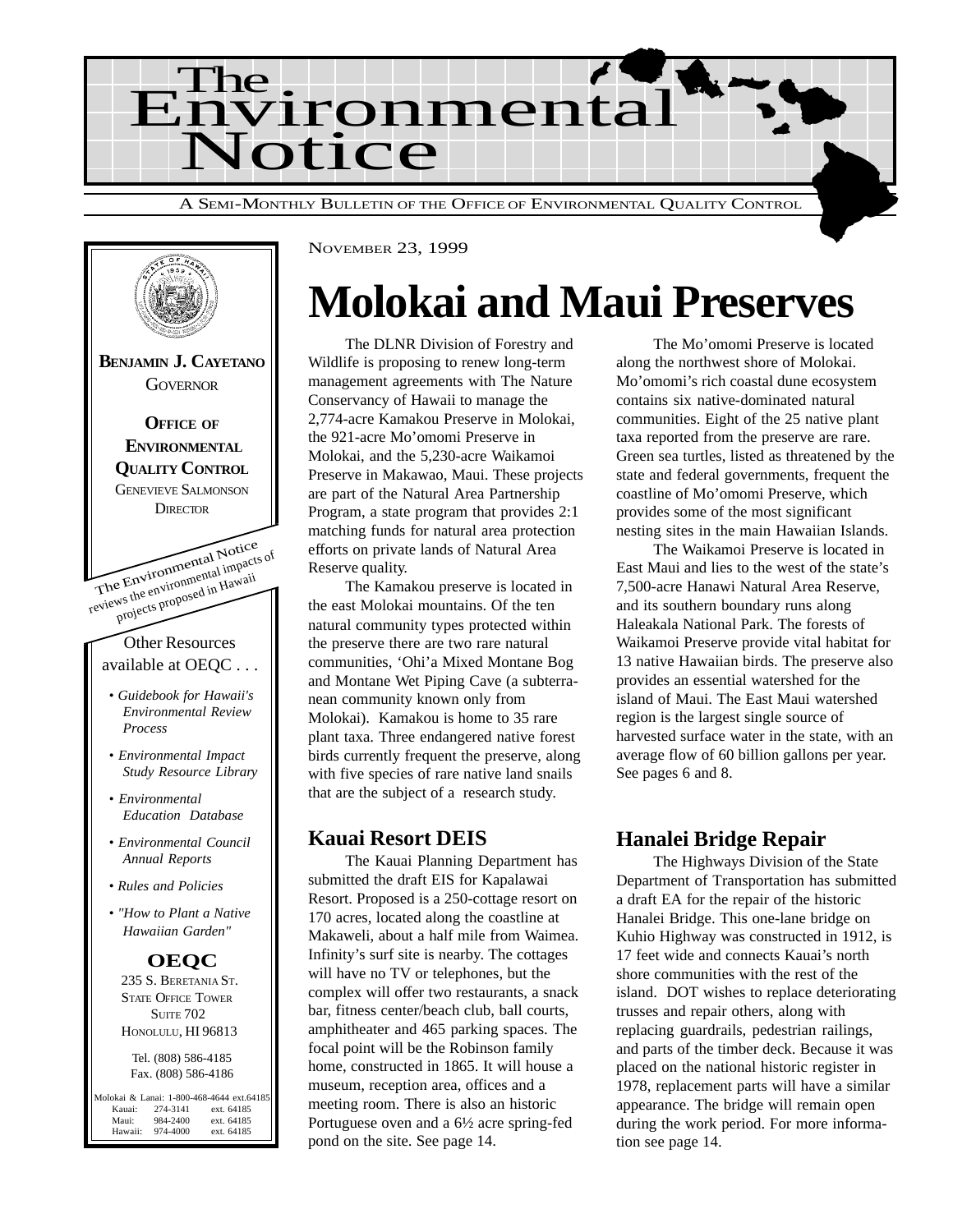# The Environmental Notice

A SEMI-MONTHLY BULLETIN OF THE OFFICE OF ENVIRONMENTAL QUALITY CONTROL

**BENJAMIN J. CAYETANO**
GOVERNOR

**OFFICE OF ENVIRONMENTAL QUALITY CONTROL**
GENEVIEVE SALMONSON
DIRECTOR

The Environmental Notice reviews the environmental impacts of projects proposed in Hawaii

Other Resources available at OEQC . . .

- *Guidebook for Hawaii's Environmental Review Process*
- *Environmental Impact Study Resource Library*
- *Environmental Education Database*
- *Environmental Council Annual Reports*
- *Rules and Policies*
- *"How to Plant a Native Hawaiian Garden"*

**OEQC**
235 S. BERETANIA ST.
STATE OFFICE TOWER
SUITE 702
HONOLULU, HI 96813

Tel. (808) 586-4185
Fax. (808) 586-4186

Molokai & Lanai: 1-800-468-4644 ext.64185
Kauai: 274-3141 ext. 64185
Maui: 984-2400 ext. 64185
Hawaii: 974-4000 ext. 64185

NOVEMBER 23, 1999

# Molokai and Maui Preserves

The DLNR Division of Forestry and Wildlife is proposing to renew long-term management agreements with The Nature Conservancy of Hawaii to manage the 2,774-acre Kamakou Preserve in Molokai, the 921-acre Mo'omomi Preserve in Molokai, and the 5,230-acre Waikamoi Preserve in Makawao, Maui. These projects are part of the Natural Area Partnership Program, a state program that provides 2:1 matching funds for natural area protection efforts on private lands of Natural Area Reserve quality.

The Kamakou preserve is located in the east Molokai mountains. Of the ten natural community types protected within the preserve there are two rare natural communities, 'Ohi'a Mixed Montane Bog and Montane Wet Piping Cave (a subterranean community known only from Molokai). Kamakou is home to 35 rare plant taxa. Three endangered native forest birds currently frequent the preserve, along with five species of rare native land snails that are the subject of a research study.

The Mo'omomi Preserve is located along the northwest shore of Molokai. Mo'omomi's rich coastal dune ecosystem contains six native-dominated natural communities. Eight of the 25 native plant taxa reported from the preserve are rare. Green sea turtles, listed as threatened by the state and federal governments, frequent the coastline of Mo'omomi Preserve, which provides some of the most significant nesting sites in the main Hawaiian Islands.

The Waikamoi Preserve is located in East Maui and lies to the west of the state's 7,500-acre Hanawi Natural Area Reserve, and its southern boundary runs along Haleakala National Park. The forests of Waikamoi Preserve provide vital habitat for 13 native Hawaiian birds. The preserve also provides an essential watershed for the island of Maui. The East Maui watershed region is the largest single source of harvested surface water in the state, with an average flow of 60 billion gallons per year. See pages 6 and 8.

## Kauai Resort DEIS

The Kauai Planning Department has submitted the draft EIS for Kapalawai Resort. Proposed is a 250-cottage resort on 170 acres, located along the coastline at Makaweli, about a half mile from Waimea. Infinity's surf site is nearby. The cottages will have no TV or telephones, but the complex will offer two restaurants, a snack bar, fitness center/beach club, ball courts, amphitheater and 465 parking spaces. The focal point will be the Robinson family home, constructed in 1865. It will house a museum, reception area, offices and a meeting room. There is also an historic Portuguese oven and a 6½ acre spring-fed pond on the site. See page 14.

## Hanalei Bridge Repair

The Highways Division of the State Department of Transportation has submitted a draft EA for the repair of the historic Hanalei Bridge. This one-lane bridge on Kuhio Highway was constructed in 1912, is 17 feet wide and connects Kauai's north shore communities with the rest of the island. DOT wishes to replace deteriorating trusses and repair others, along with replacing guardrails, pedestrian railings, and parts of the timber deck. Because it was placed on the national historic register in 1978, replacement parts will have a similar appearance. The bridge will remain open during the work period. For more information see page 14.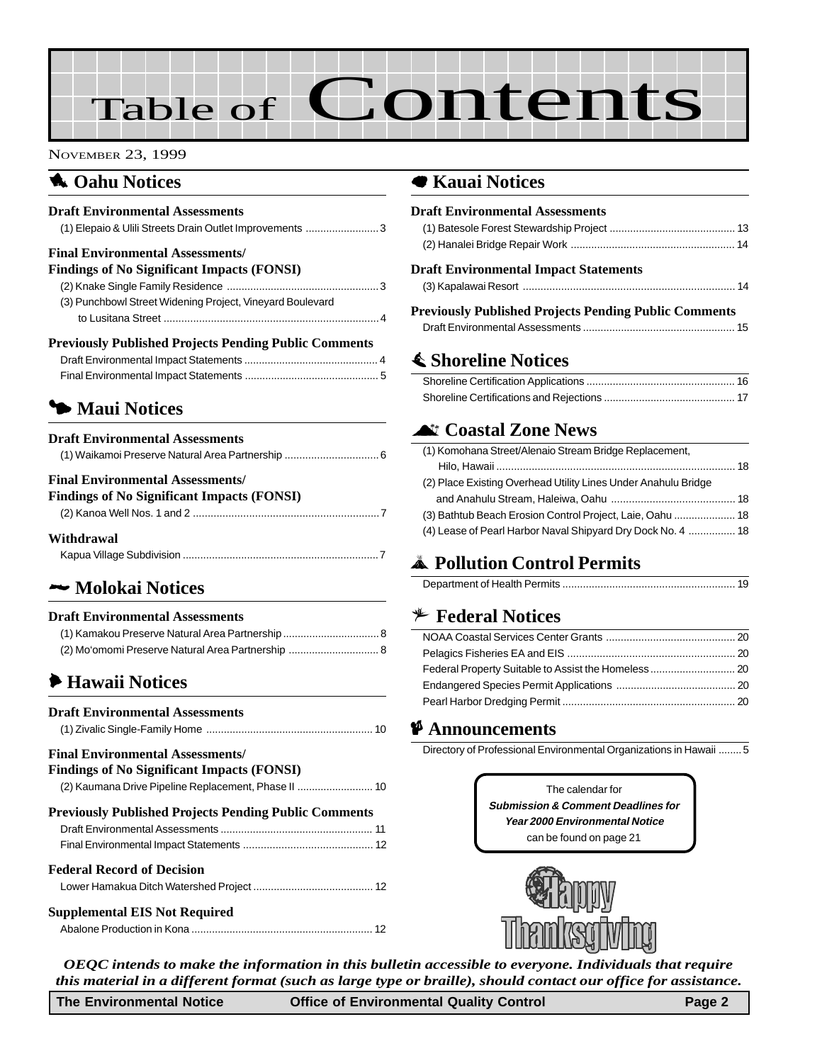# Table of Contents

NOVEMBER 23, 1999

## Oahu Notices

### Draft Environmental Assessments

(1) Elepaio & Ulili Streets Drain Outlet Improvements ......................... 3

### Final Environmental Assessments/ Findings of No Significant Impacts (FONSI)

(2) Knake Single Family Residence ................................................... 3

(3) Punchbowl Street Widening Project, Vineyard Boulevard to Lusitana Street ........................................................................ 4

### Previously Published Projects Pending Public Comments

Draft Environmental Impact Statements .............................................. 4

Final Environmental Impact Statements .............................................. 5

## Maui Notices

### Draft Environmental Assessments

(1) Waikamoi Preserve Natural Area Partnership ................................ 6

### Final Environmental Assessments/ Findings of No Significant Impacts (FONSI)

(2) Kanoa Well Nos. 1 and 2 ............................................................... 7

### Withdrawal

Kapua Village Subdivision .................................................................. 7

## Molokai Notices

### Draft Environmental Assessments

(1) Kamakou Preserve Natural Area Partnership ................................. 8

(2) Mo'omomi Preserve Natural Area Partnership ............................... 8

## Hawaii Notices

### Draft Environmental Assessments

(1) Zivalic Single-Family Home ......................................................... 10

### Final Environmental Assessments/ Findings of No Significant Impacts (FONSI)

(2) Kaumana Drive Pipeline Replacement, Phase II .......................... 10

### Previously Published Projects Pending Public Comments

Draft Environmental Assessments .................................................... 11

Final Environmental Impact Statements ............................................ 12

### Federal Record of Decision

Lower Hamakua Ditch Watershed Project ......................................... 12

### Supplemental EIS Not Required

Abalone Production in Kona ............................................................. 12

## Kauai Notices

### Draft Environmental Assessments

(1) Batesole Forest Stewardship Project ........................................... 13

(2) Hanalei Bridge Repair Work ........................................................ 14

### Draft Environmental Impact Statements

(3) Kapalawai Resort ........................................................................ 14

### Previously Published Projects Pending Public Comments

Draft Environmental Assessments .................................................... 15

## Shoreline Notices

Shoreline Certification Applications ................................................... 16

Shoreline Certifications and Rejections ............................................. 17

## Coastal Zone News

(1) Komohana Street/Alenaio Stream Bridge Replacement, Hilo, Hawaii ................................................................................. 18

(2) Place Existing Overhead Utility Lines Under Anahulu Bridge and Anahulu Stream, Haleiwa, Oahu .......................................... 18

(3) Bathtub Beach Erosion Control Project, Laie, Oahu ..................... 18

(4) Lease of Pearl Harbor Naval Shipyard Dry Dock No. 4 ................ 18

## Pollution Control Permits

Department of Health Permits ........................................................... 19

## Federal Notices

NOAA Coastal Services Center Grants ............................................ 20

Pelagics Fisheries EA and EIS ......................................................... 20

Federal Property Suitable to Assist the Homeless ............................. 20

Endangered Species Permit Applications ......................................... 20

Pearl Harbor Dredging Permit ........................................................... 20

## Announcements

Directory of Professional Environmental Organizations in Hawaii ........ 5

The calendar for ***Submission & Comment Deadlines for Year 2000 Environmental Notice*** can be found on page 21

Happy Thanksgiving

***OEQC intends to make the information in this bulletin accessible to everyone. Individuals that require this material in a different format (such as large type or braille), should contact our office for assistance.***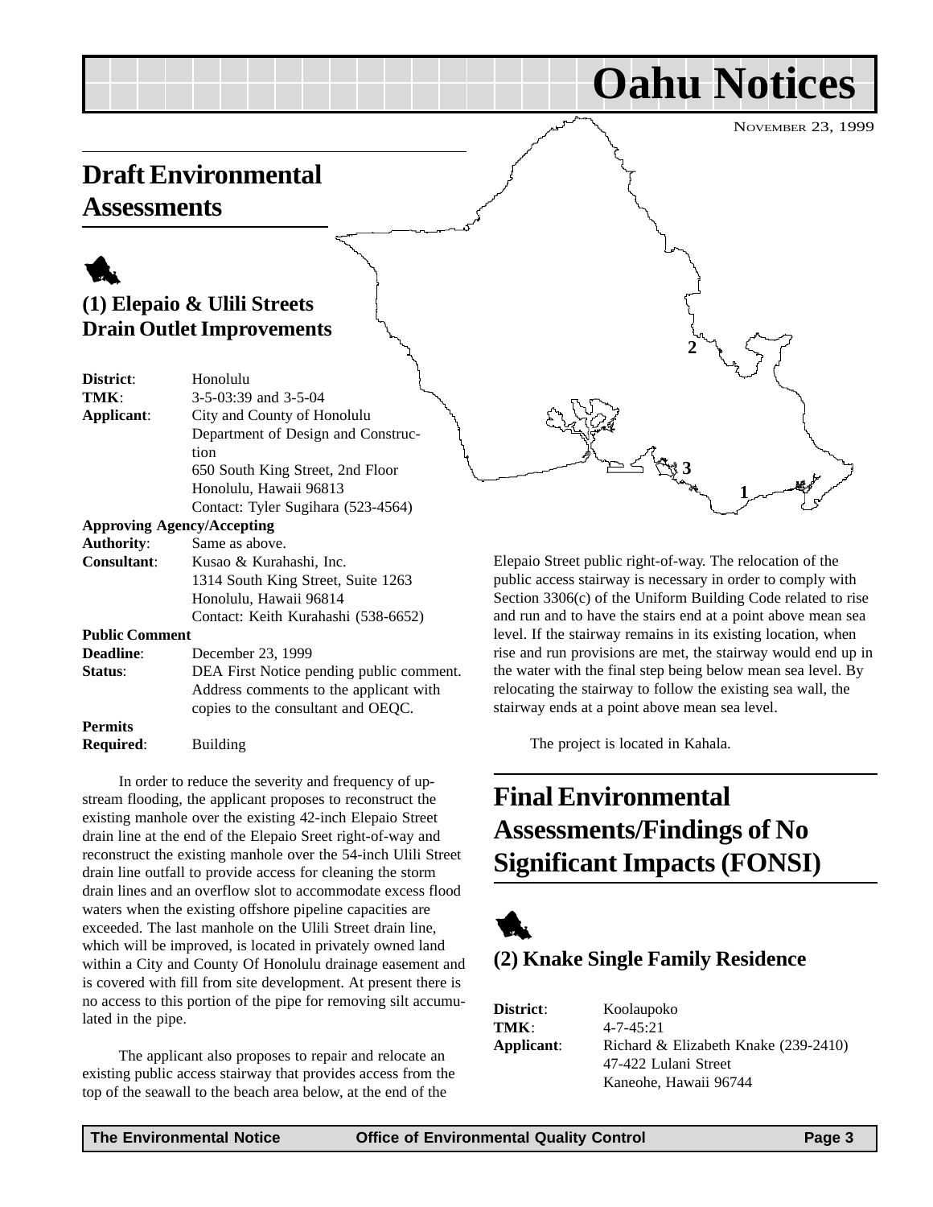# Oahu Notices

NOVEMBER 23, 1999

## Draft Environmental Assessments

### (1) Elepaio & Ulili Streets Drain Outlet Improvements

**District**: Honolulu
**TMK**: 3-5-03:39 and 3-5-04
**Applicant**: City and County of Honolulu Department of Design and Construction
650 South King Street, 2nd Floor
Honolulu, Hawaii 96813
Contact: Tyler Sugihara (523-4564)

**Approving Agency/Accepting Authority**: Same as above.
**Consultant**: Kusao & Kurahashi, Inc.
1314 South King Street, Suite 1263
Honolulu, Hawaii 96814
Contact: Keith Kurahashi (538-6652)

**Public Comment Deadline**: December 23, 1999
**Status**: DEA First Notice pending public comment. Address comments to the applicant with copies to the consultant and OEQC.

**Permits Required**: Building

In order to reduce the severity and frequency of upstream flooding, the applicant proposes to reconstruct the existing manhole over the existing 42-inch Elepaio Sreet drain line at the end of the Elepaio Sreet right-of-way and reconstruct the existing manhole over the 54-inch Ulili Street drain line outfall to provide access for cleaning the storm drain lines and an overflow slot to accommodate excess flood waters when the existing offshore pipeline capacities are exceeded. The last manhole on the Ulili Street drain line, which will be improved, is located in privately owned land within a City and County Of Honolulu drainage easement and is covered with fill from site development. At present there is no access to this portion of the pipe for removing silt accumulated in the pipe.

The applicant also proposes to repair and relocate an existing public access stairway that provides access from the top of the seawall to the beach area below, at the end of the Elepaio Street public right-of-way. The relocation of the public access stairway is necessary in order to comply with Section 3306(c) of the Uniform Building Code related to rise and run and to have the stairs end at a point above mean sea level. If the stairway remains in its existing location, when rise and run provisions are met, the stairway would end up in the water with the final step being below mean sea level. By relocating the stairway to follow the existing sea wall, the stairway ends at a point above mean sea level.

The project is located in Kahala.

## Final Environmental Assessments/Findings of No Significant Impacts (FONSI)

### (2) Knake Single Family Residence

**District**: Koolaupoko
**TMK**: 4-7-45:21
**Applicant**: Richard & Elizabeth Knake (239-2410)
47-422 Lulani Street
Kaneohe, Hawaii 96744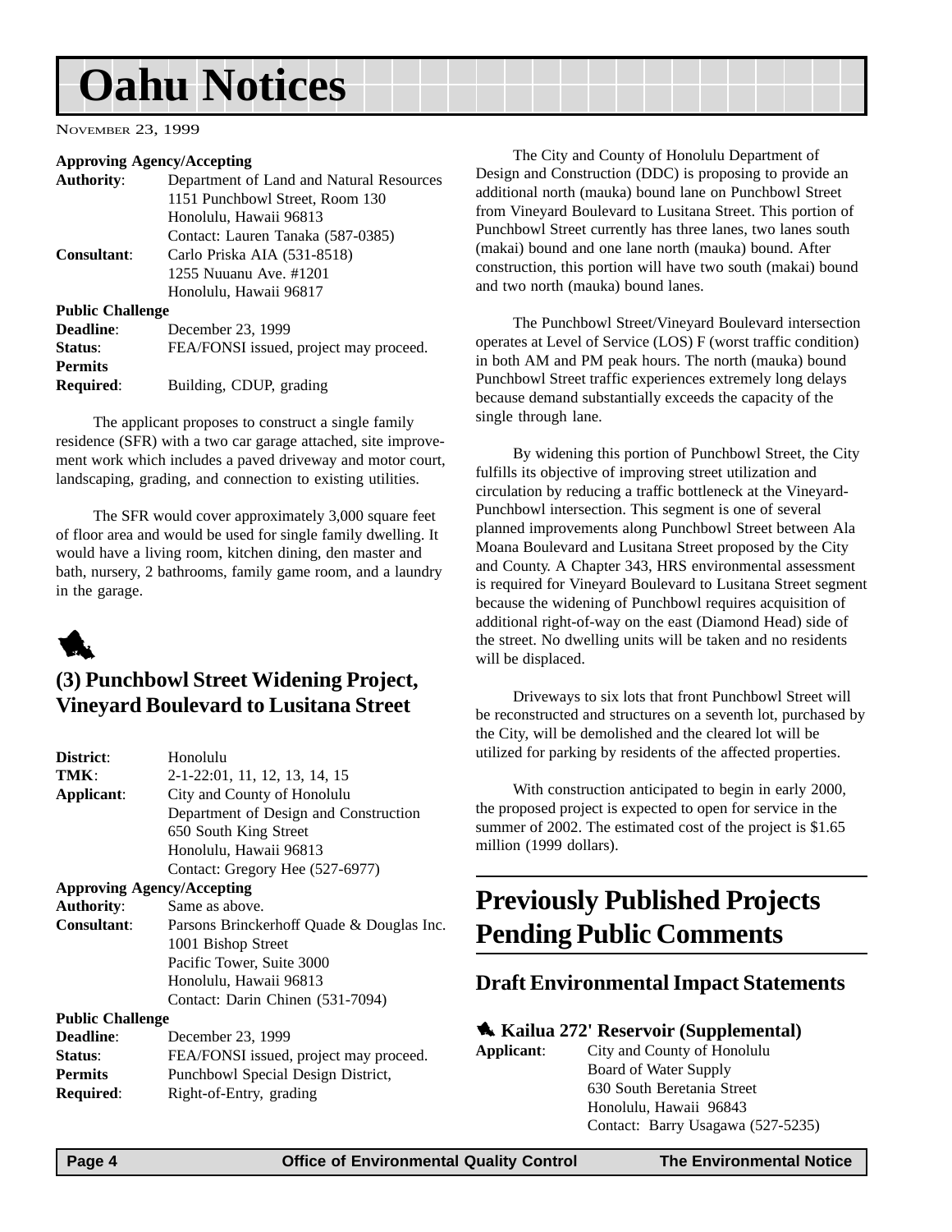# Oahu Notices

NOVEMBER 23, 1999

**Approving Agency/Accepting**

**Authority**: Department of Land and Natural Resources
1151 Punchbowl Street, Room 130
Honolulu, Hawaii 96813
Contact: Lauren Tanaka (587-0385)

**Consultant**: Carlo Priska AIA (531-8518)
1255 Nuuanu Ave. #1201
Honolulu, Hawaii 96817

**Public Challenge**

**Deadline**: December 23, 1999

**Status**: FEA/FONSI issued, project may proceed.

**Permits Required**: Building, CDUP, grading

The applicant proposes to construct a single family residence (SFR) with a two car garage attached, site improvement work which includes a paved driveway and motor court, landscaping, grading, and connection to existing utilities.

The SFR would cover approximately 3,000 square feet of floor area and would be used for single family dwelling. It would have a living room, kitchen dining, den master and bath, nursery, 2 bathrooms, family game room, and a laundry in the garage.

## (3) Punchbowl Street Widening Project, Vineyard Boulevard to Lusitana Street

**District**: Honolulu

**TMK**: 2-1-22:01, 11, 12, 13, 14, 15

**Applicant**: City and County of Honolulu
Department of Design and Construction
650 South King Street
Honolulu, Hawaii 96813
Contact: Gregory Hee (527-6977)

**Approving Agency/Accepting**

**Authority**: Same as above.

**Consultant**: Parsons Brinckerhoff Quade & Douglas Inc.
1001 Bishop Street
Pacific Tower, Suite 3000
Honolulu, Hawaii 96813
Contact: Darin Chinen (531-7094)

**Public Challenge**

**Deadline**: December 23, 1999

**Status**: FEA/FONSI issued, project may proceed.

**Permits Required**: Punchbowl Special Design District, Right-of-Entry, grading

The City and County of Honolulu Department of Design and Construction (DDC) is proposing to provide an additional north (mauka) bound lane on Punchbowl Street from Vineyard Boulevard to Lusitana Street. This portion of Punchbowl Street currently has three lanes, two lanes south (makai) bound and one lane north (mauka) bound. After construction, this portion will have two south (makai) bound and two north (mauka) bound lanes.

The Punchbowl Street/Vineyard Boulevard intersection operates at Level of Service (LOS) F (worst traffic condition) in both AM and PM peak hours. The north (mauka) bound Punchbowl Street traffic experiences extremely long delays because demand substantially exceeds the capacity of the single through lane.

By widening this portion of Punchbowl Street, the City fulfills its objective of improving street utilization and circulation by reducing a traffic bottleneck at the Vineyard-Punchbowl intersection. This segment is one of several planned improvements along Punchbowl Street between Ala Moana Boulevard and Lusitana Street proposed by the City and County. A Chapter 343, HRS environmental assessment is required for Vineyard Boulevard to Lusitana Street segment because the widening of Punchbowl requires acquisition of additional right-of-way on the east (Diamond Head) side of the street. No dwelling units will be taken and no residents will be displaced.

Driveways to six lots that front Punchbowl Street will be reconstructed and structures on a seventh lot, purchased by the City, will be demolished and the cleared lot will be utilized for parking by residents of the affected properties.

With construction anticipated to begin in early 2000, the proposed project is expected to open for service in the summer of 2002. The estimated cost of the project is $1.65 million (1999 dollars).

# Previously Published Projects Pending Public Comments

## Draft Environmental Impact Statements

### Kailua 272' Reservoir (Supplemental)

**Applicant**: City and County of Honolulu
Board of Water Supply
630 South Beretania Street
Honolulu, Hawaii 96843
Contact: Barry Usagawa (527-5235)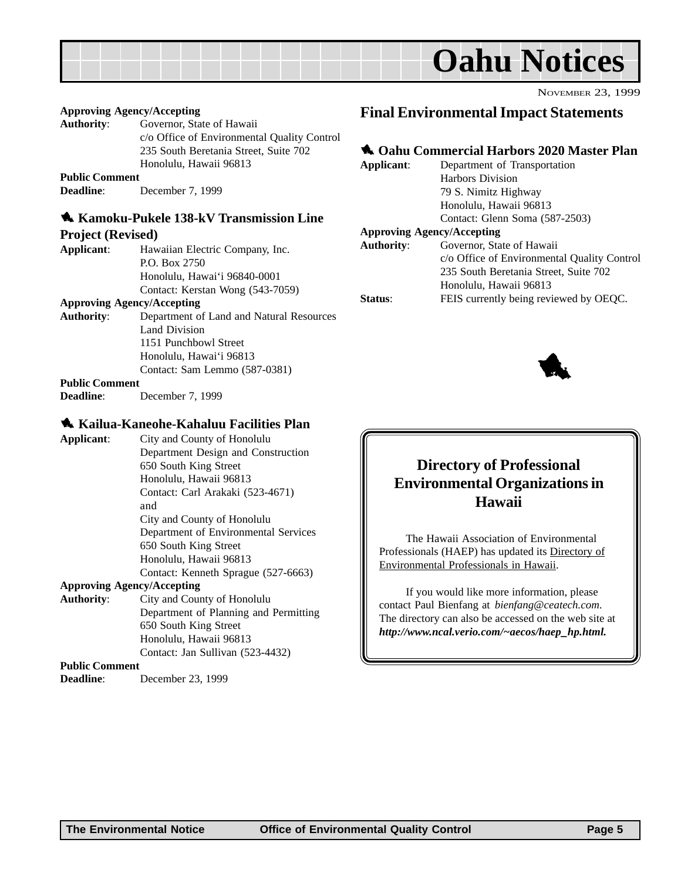# Oahu Notices

NOVEMBER 23, 1999

**Approving Agency/Accepting**
**Authority**: Governor, State of Hawaii
c/o Office of Environmental Quality Control
235 South Beretania Street, Suite 702
Honolulu, Hawaii 96813
**Public Comment**
**Deadline**: December 7, 1999

### Kamoku-Pukele 138-kV Transmission Line Project (Revised)

**Applicant**: Hawaiian Electric Company, Inc.
P.O. Box 2750
Honolulu, Hawai'i 96840-0001
Contact: Kerstan Wong (543-7059)
**Approving Agency/Accepting**
**Authority**: Department of Land and Natural Resources
Land Division
1151 Punchbowl Street
Honolulu, Hawai'i 96813
Contact: Sam Lemmo (587-0381)
**Public Comment**
**Deadline**: December 7, 1999

### Kailua-Kaneohe-Kahaluu Facilities Plan

**Applicant**: City and County of Honolulu
Department Design and Construction
650 South King Street
Honolulu, Hawaii 96813
Contact: Carl Arakaki (523-4671)
and
City and County of Honolulu
Department of Environmental Services
650 South King Street
Honolulu, Hawaii 96813
Contact: Kenneth Sprague (527-6663)
**Approving Agency/Accepting**
**Authority**: City and County of Honolulu
Department of Planning and Permitting
650 South King Street
Honolulu, Hawaii 96813
Contact: Jan Sullivan (523-4432)
**Public Comment**
**Deadline**: December 23, 1999

## Final Environmental Impact Statements

### Oahu Commercial Harbors 2020 Master Plan

**Applicant**: Department of Transportation
Harbors Division
79 S. Nimitz Highway
Honolulu, Hawaii 96813
Contact: Glenn Soma (587-2503)
**Approving Agency/Accepting**
**Authority**: Governor, State of Hawaii
c/o Office of Environmental Quality Control
235 South Beretania Street, Suite 702
Honolulu, Hawaii 96813
**Status**: FEIS currently being reviewed by OEQC.

## Directory of Professional Environmental Organizations in Hawaii

The Hawaii Association of Environmental Professionals (HAEP) has updated its Directory of Environmental Professionals in Hawaii.

If you would like more information, please contact Paul Bienfang at *bienfang@ceatech.com*. The directory can also be accessed on the web site at ***http://www.ncal.verio.com/~aecos/haep_hp.html.***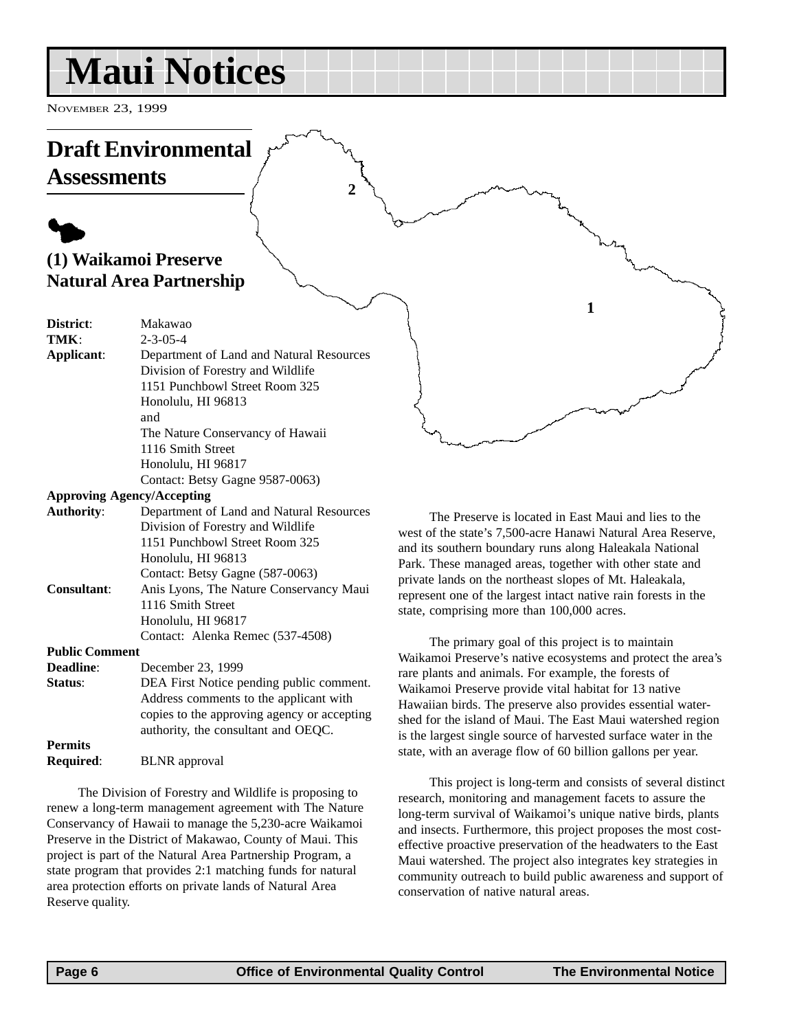# Maui Notices

NOVEMBER 23, 1999

## Draft Environmental Assessments

### (1) Waikamoi Preserve Natural Area Partnership

**District**: Makawao

**TMK**: 2-3-05-4

**Applicant**: Department of Land and Natural Resources
Division of Forestry and Wildlife
1151 Punchbowl Street Room 325
Honolulu, HI 96813
and
The Nature Conservancy of Hawaii
1116 Smith Street
Honolulu, HI 96817
Contact: Betsy Gagne 9587-0063)

**Approving Agency/Accepting Authority**: Department of Land and Natural Resources
Division of Forestry and Wildlife
1151 Punchbowl Street Room 325
Honolulu, HI 96813
Contact: Betsy Gagne (587-0063)

**Consultant**: Anis Lyons, The Nature Conservancy Maui
1116 Smith Street
Honolulu, HI 96817
Contact: Alenka Remec (537-4508)

**Public Comment Deadline**: December 23, 1999

**Status**: DEA First Notice pending public comment. Address comments to the applicant with copies to the approving agency or accepting authority, the consultant and OEQC.

**Permits Required**: BLNR approval

The Division of Forestry and Wildlife is proposing to renew a long-term management agreement with The Nature Conservancy of Hawaii to manage the 5,230-acre Waikamoi Preserve in the District of Makawao, County of Maui. This project is part of the Natural Area Partnership Program, a state program that provides 2:1 matching funds for natural area protection efforts on private lands of Natural Area Reserve quality.

The Preserve is located in East Maui and lies to the west of the state's 7,500-acre Hanawi Natural Area Reserve, and its southern boundary runs along Haleakala National Park. These managed areas, together with other state and private lands on the northeast slopes of Mt. Haleakala, represent one of the largest intact native rain forests in the state, comprising more than 100,000 acres.

The primary goal of this project is to maintain Waikamoi Preserve's native ecosystems and protect the area's rare plants and animals. For example, the forests of Waikamoi Preserve provide vital habitat for 13 native Hawaiian birds. The preserve also provides essential watershed for the island of Maui. The East Maui watershed region is the largest single source of harvested surface water in the state, with an average flow of 60 billion gallons per year.

This project is long-term and consists of several distinct research, monitoring and management facets to assure the long-term survival of Waikamoi's unique native birds, plants and insects. Furthermore, this project proposes the most cost-effective proactive preservation of the headwaters to the East Maui watershed. The project also integrates key strategies in community outreach to build public awareness and support of conservation of native natural areas.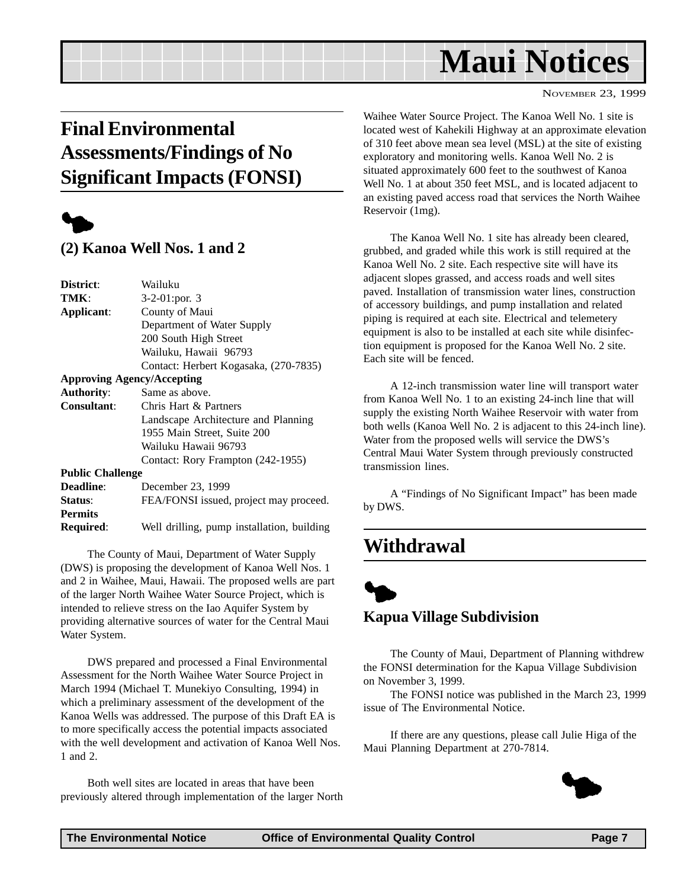# Maui Notices

November 23, 1999

## Final Environmental Assessments/Findings of No Significant Impacts (FONSI)

### (2) Kanoa Well Nos. 1 and 2

**District**: Wailuku
**TMK**: 3-2-01:por. 3
**Applicant**: County of Maui
Department of Water Supply
200 South High Street
Wailuku, Hawaii 96793
Contact: Herbert Kogasaka, (270-7835)
**Approving Agency/Accepting Authority**: Same as above.
**Consultant**: Chris Hart & Partners
Landscape Architecture and Planning
1955 Main Street, Suite 200
Wailuku Hawaii 96793
Contact: Rory Frampton (242-1955)
**Public Challenge Deadline**: December 23, 1999
**Status**: FEA/FONSI issued, project may proceed.
**Permits Required**: Well drilling, pump installation, building

The County of Maui, Department of Water Supply (DWS) is proposing the development of Kanoa Well Nos. 1 and 2 in Waihee, Maui, Hawaii. The proposed wells are part of the larger North Waihee Water Source Project, which is intended to relieve stress on the Iao Aquifer System by providing alternative sources of water for the Central Maui Water System.

DWS prepared and processed a Final Environmental Assessment for the North Waihee Water Source Project in March 1994 (Michael T. Munekiyo Consulting, 1994) in which a preliminary assessment of the development of the Kanoa Wells was addressed. The purpose of this Draft EA is to more specifically access the potential impacts associated with the well development and activation of Kanoa Well Nos. 1 and 2.

Both well sites are located in areas that have been previously altered through implementation of the larger North Waihee Water Source Project. The Kanoa Well No. 1 site is located west of Kahekili Highway at an approximate elevation of 310 feet above mean sea level (MSL) at the site of existing exploratory and monitoring wells. Kanoa Well No. 2 is situated approximately 600 feet to the southwest of Kanoa Well No. 1 at about 350 feet MSL, and is located adjacent to an existing paved access road that services the North Waihee Reservoir (1mg).

The Kanoa Well No. 1 site has already been cleared, grubbed, and graded while this work is still required at the Kanoa Well No. 2 site. Each respective site will have its adjacent slopes grassed, and access roads and well sites paved. Installation of transmission water lines, construction of accessory buildings, and pump installation and related piping is required at each site. Electrical and telemetery equipment is also to be installed at each site while disinfection equipment is proposed for the Kanoa Well No. 2 site. Each site will be fenced.

A 12-inch transmission water line will transport water from Kanoa Well No. 1 to an existing 24-inch line that will supply the existing North Waihee Reservoir with water from both wells (Kanoa Well No. 2 is adjacent to this 24-inch line). Water from the proposed wells will service the DWS's Central Maui Water System through previously constructed transmission lines.

A "Findings of No Significant Impact" has been made by DWS.

## Withdrawal

### Kapua Village Subdivision

The County of Maui, Department of Planning withdrew the FONSI determination for the Kapua Village Subdivision on November 3, 1999.

The FONSI notice was published in the March 23, 1999 issue of The Environmental Notice.

If there are any questions, please call Julie Higa of the Maui Planning Department at 270-7814.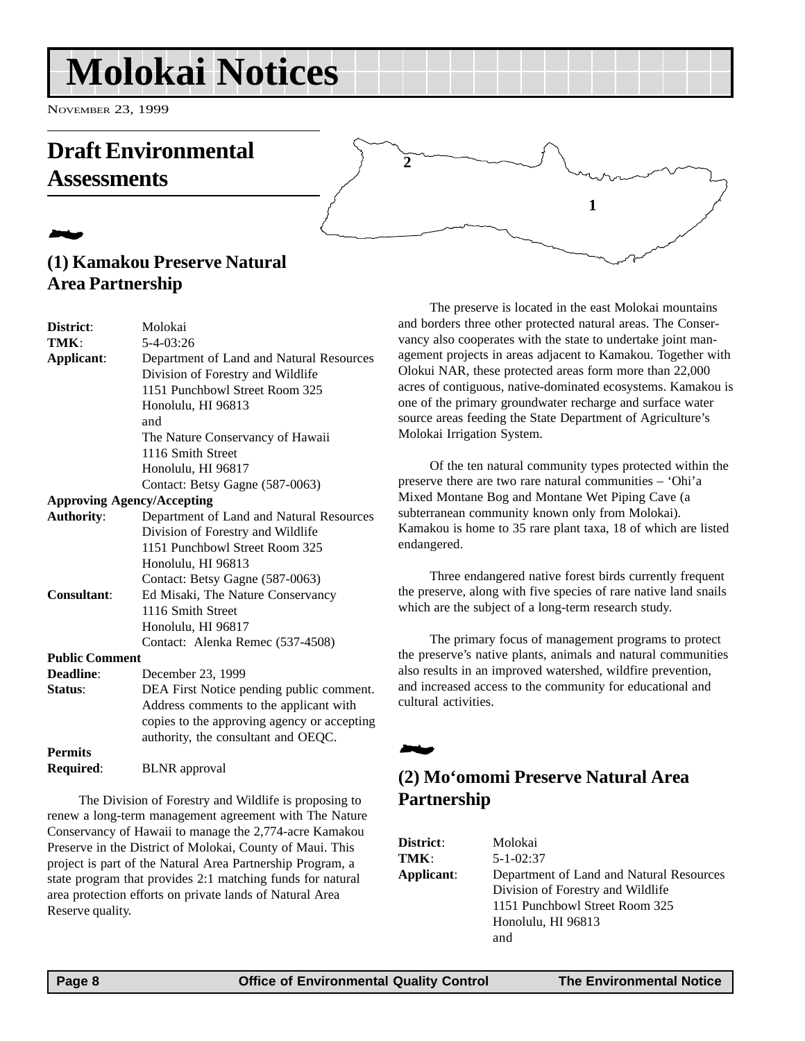# Molokai Notices

November 23, 1999

## Draft Environmental Assessments

### (1) Kamakou Preserve Natural Area Partnership

**District**: Molokai
**TMK**: 5-4-03:26
**Applicant**: Department of Land and Natural Resources
Division of Forestry and Wildlife
1151 Punchbowl Street Room 325
Honolulu, HI 96813
and
The Nature Conservancy of Hawaii
1116 Smith Street
Honolulu, HI 96817
Contact: Betsy Gagne (587-0063)
**Approving Agency/Accepting Authority**: Department of Land and Natural Resources
Division of Forestry and Wildlife
1151 Punchbowl Street Room 325
Honolulu, HI 96813
Contact: Betsy Gagne (587-0063)
**Consultant**: Ed Misaki, The Nature Conservancy
1116 Smith Street
Honolulu, HI 96817
Contact: Alenka Remec (537-4508)
**Public Comment Deadline**: December 23, 1999
**Status**: DEA First Notice pending public comment. Address comments to the applicant with copies to the approving agency or accepting authority, the consultant and OEQC.
**Permits Required**: BLNR approval

The Division of Forestry and Wildlife is proposing to renew a long-term management agreement with The Nature Conservancy of Hawaii to manage the 2,774-acre Kamakou Preserve in the District of Molokai, County of Maui. This project is part of the Natural Area Partnership Program, a state program that provides 2:1 matching funds for natural area protection efforts on private lands of Natural Area Reserve quality.

The preserve is located in the east Molokai mountains and borders three other protected natural areas. The Conservancy also cooperates with the state to undertake joint management projects in areas adjacent to Kamakou. Together with Olokui NAR, these protected areas form more than 22,000 acres of contiguous, native-dominated ecosystems. Kamakou is one of the primary groundwater recharge and surface water source areas feeding the State Department of Agriculture's Molokai Irrigation System.

Of the ten natural community types protected within the preserve there are two rare natural communities – 'Ohi'a Mixed Montane Bog and Montane Wet Piping Cave (a subterranean community known only from Molokai). Kamakou is home to 35 rare plant taxa, 18 of which are listed endangered.

Three endangered native forest birds currently frequent the preserve, along with five species of rare native land snails which are the subject of a long-term research study.

The primary focus of management programs to protect the preserve's native plants, animals and natural communities also results in an improved watershed, wildfire prevention, and increased access to the community for educational and cultural activities.

### (2) Mo'omomi Preserve Natural Area Partnership

**District**: Molokai
**TMK**: 5-1-02:37
**Applicant**: Department of Land and Natural Resources
Division of Forestry and Wildlife
1151 Punchbowl Street Room 325
Honolulu, HI 96813
and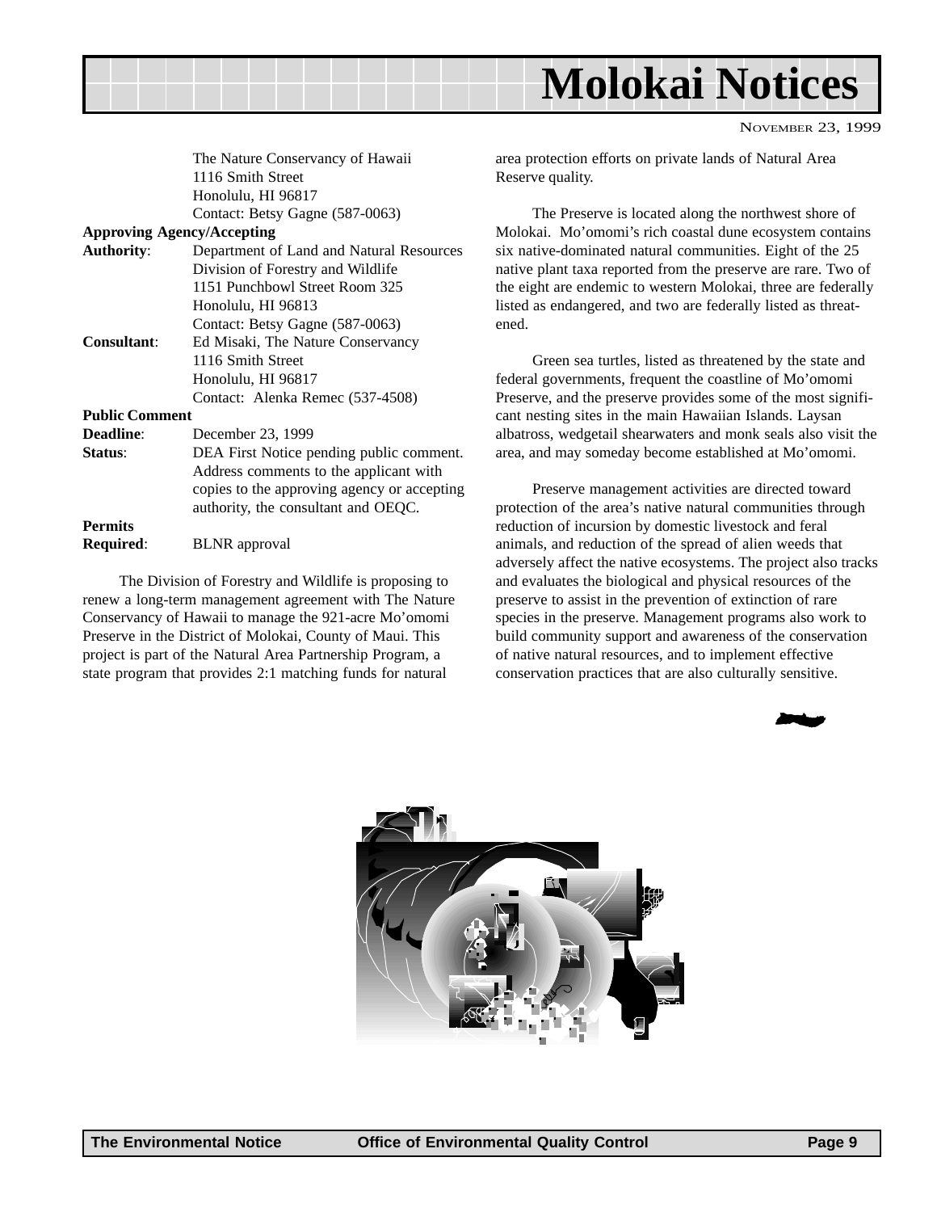The Nature Conservancy of Hawaii
1116 Smith Street
Honolulu, HI 96817
Contact: Betsy Gagne (587-0063)

**Approving Agency/Accepting**

**Authority**: Department of Land and Natural Resources
Division of Forestry and Wildlife
1151 Punchbowl Street Room 325
Honolulu, HI 96813
Contact: Betsy Gagne (587-0063)

**Consultant**: Ed Misaki, The Nature Conservancy
1116 Smith Street
Honolulu, HI 96817
Contact: Alenka Remec (537-4508)

**Public Comment**

**Deadline**: December 23, 1999

**Status**: DEA First Notice pending public comment. Address comments to the applicant with copies to the approving agency or accepting authority, the consultant and OEQC.

**Permits**

**Required**: BLNR approval

The Division of Forestry and Wildlife is proposing to renew a long-term management agreement with The Nature Conservancy of Hawaii to manage the 921-acre Mo'omomi Preserve in the District of Molokai, County of Maui. This project is part of the Natural Area Partnership Program, a state program that provides 2:1 matching funds for natural area protection efforts on private lands of Natural Area Reserve quality.

The Preserve is located along the northwest shore of Molokai. Mo'omomi's rich coastal dune ecosystem contains six native-dominated natural communities. Eight of the 25 native plant taxa reported from the preserve are rare. Two of the eight are endemic to western Molokai, three are federally listed as endangered, and two are federally listed as threatened.

Green sea turtles, listed as threatened by the state and federal governments, frequent the coastline of Mo'omomi Preserve, and the preserve provides some of the most significant nesting sites in the main Hawaiian Islands. Laysan albatross, wedgetail shearwaters and monk seals also visit the area, and may someday become established at Mo'omomi.

Preserve management activities are directed toward protection of the area's native natural communities through reduction of incursion by domestic livestock and feral animals, and reduction of the spread of alien weeds that adversely affect the native ecosystems. The project also tracks and evaluates the biological and physical resources of the preserve to assist in the prevention of extinction of rare species in the preserve. Management programs also work to build community support and awareness of the conservation of native natural resources, and to implement effective conservation practices that are also culturally sensitive.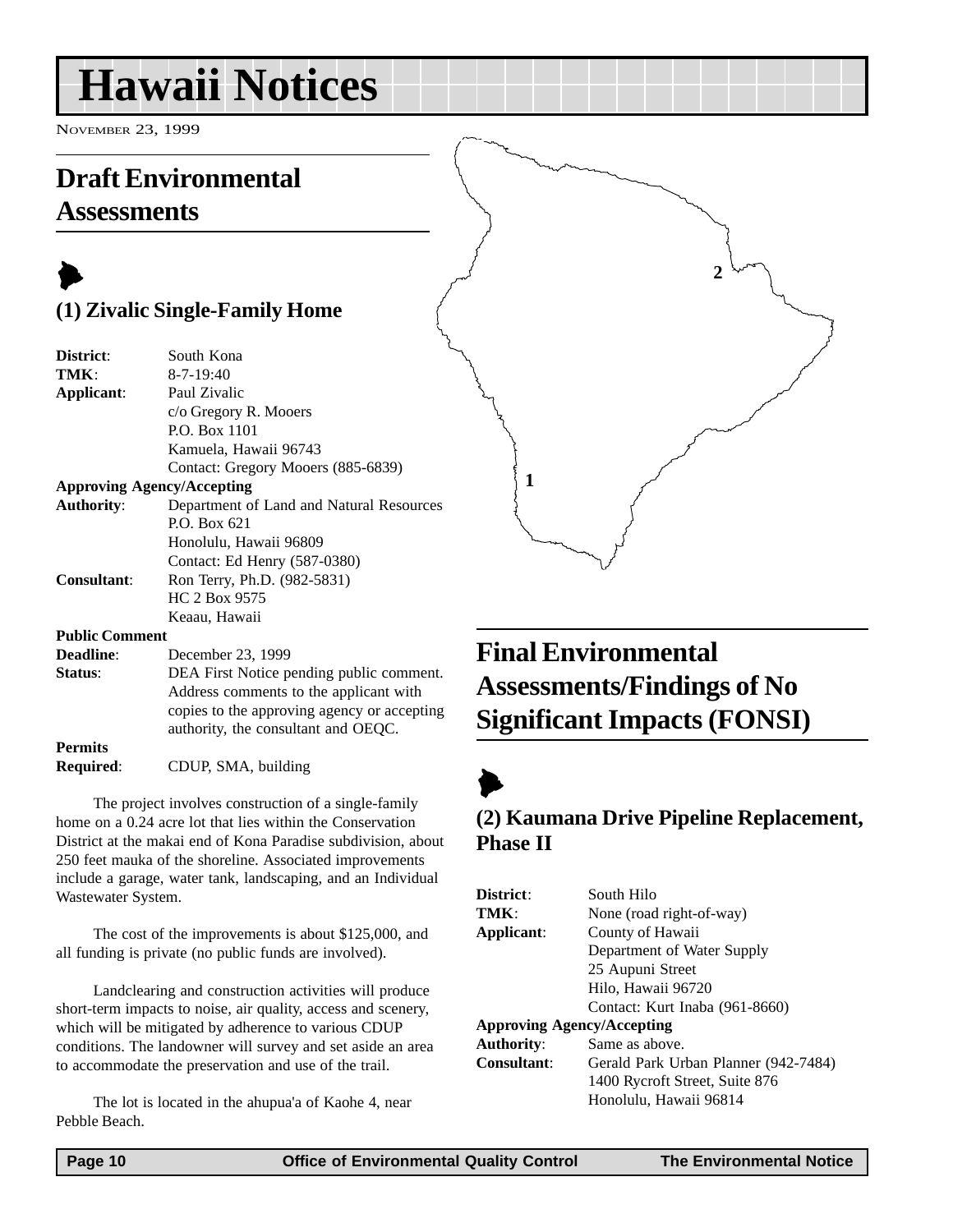# Hawaii Notices

NOVEMBER 23, 1999

## Draft Environmental Assessments

### (1) Zivalic Single-Family Home

| | |
|---|---|
| **District**: | South Kona |
| **TMK**: | 8-7-19:40 |
| **Applicant**: | Paul Zivalic<br>c/o Gregory R. Mooers<br>P.O. Box 1101<br>Kamuela, Hawaii 96743<br>Contact: Gregory Mooers (885-6839) |
| **Approving Agency/Accepting Authority**: | Department of Land and Natural Resources<br>P.O. Box 621<br>Honolulu, Hawaii 96809<br>Contact: Ed Henry (587-0380) |
| **Consultant**: | Ron Terry, Ph.D. (982-5831)<br>HC 2 Box 9575<br>Keaau, Hawaii |
| **Public Comment Deadline**: | December 23, 1999 |
| **Status**: | DEA First Notice pending public comment. Address comments to the applicant with copies to the approving agency or accepting authority, the consultant and OEQC. |
| **Permits Required**: | CDUP, SMA, building |

The project involves construction of a single-family home on a 0.24 acre lot that lies within the Conservation District at the makai end of Kona Paradise subdivision, about 250 feet mauka of the shoreline. Associated improvements include a garage, water tank, landscaping, and an Individual Wastewater System.

The cost of the improvements is about $125,000, and all funding is private (no public funds are involved).

Landclearing and construction activities will produce short-term impacts to noise, air quality, access and scenery, which will be mitigated by adherence to various CDUP conditions. The landowner will survey and set aside an area to accommodate the preservation and use of the trail.

The lot is located in the ahupua'a of Kaohe 4, near Pebble Beach.

## Final Environmental Assessments/Findings of No Significant Impacts (FONSI)

### (2) Kaumana Drive Pipeline Replacement, Phase II

| | |
|---|---|
| **District**: | South Hilo |
| **TMK**: | None (road right-of-way) |
| **Applicant**: | County of Hawaii<br>Department of Water Supply<br>25 Aupuni Street<br>Hilo, Hawaii 96720<br>Contact: Kurt Inaba (961-8660) |
| **Approving Agency/Accepting Authority**: | Same as above. |
| **Consultant**: | Gerald Park Urban Planner (942-7484)<br>1400 Rycroft Street, Suite 876<br>Honolulu, Hawaii 96814 |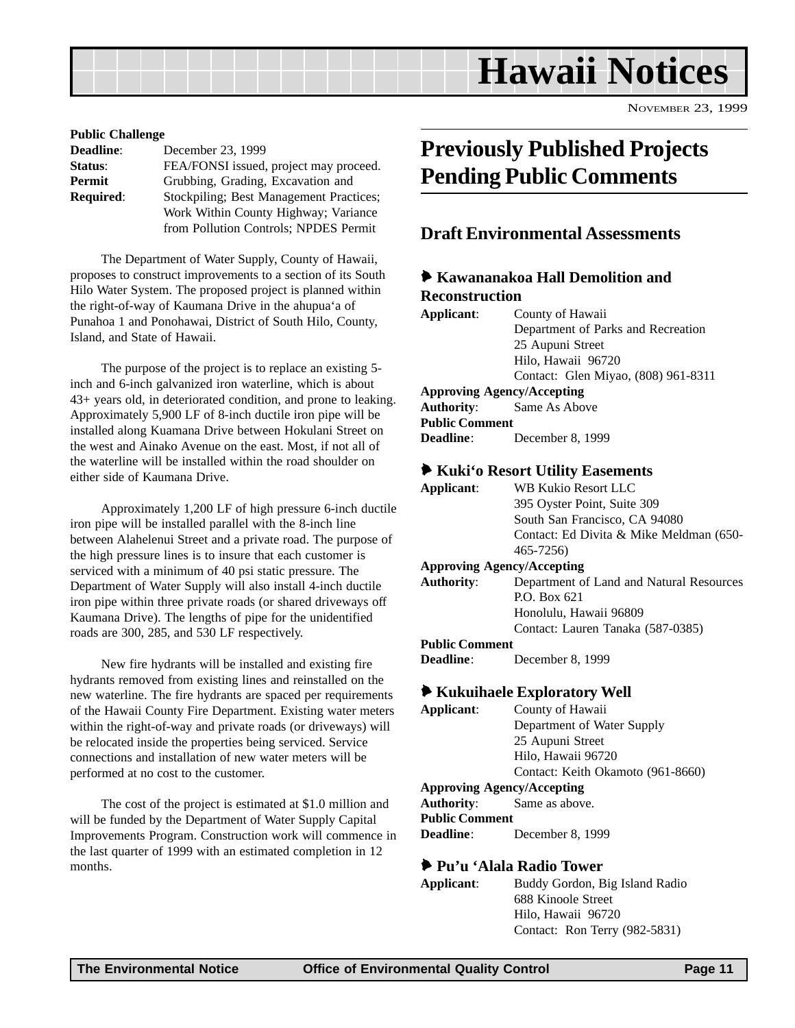**Public Challenge**

| | |
|---|---|
| **Deadline**: | December 23, 1999 |
| **Status**: | FEA/FONSI issued, project may proceed. |
| **Permit Required**: | Grubbing, Grading, Excavation and Stockpiling; Best Management Practices; Work Within County Highway; Variance from Pollution Controls; NPDES Permit |

The Department of Water Supply, County of Hawaii, proposes to construct improvements to a section of its South Hilo Water System. The proposed project is planned within the right-of-way of Kaumana Drive in the ahupua'a of Punahoa 1 and Ponohawai, District of South Hilo, County, Island, and State of Hawaii.

The purpose of the project is to replace an existing 5-inch and 6-inch galvanized iron waterline, which is about 43+ years old, in deteriorated condition, and prone to leaking. Approximately 5,900 LF of 8-inch ductile iron pipe will be installed along Kuamana Drive between Hokulani Street on the west and Ainako Avenue on the east. Most, if not all of the waterline will be installed within the road shoulder on either side of Kaumana Drive.

Approximately 1,200 LF of high pressure 6-inch ductile iron pipe will be installed parallel with the 8-inch line between Alahelenui Street and a private road. The purpose of the high pressure lines is to insure that each customer is serviced with a minimum of 40 psi static pressure. The Department of Water Supply will also install 4-inch ductile iron pipe within three private roads (or shared driveways off Kaumana Drive). The lengths of pipe for the unidentified roads are 300, 285, and 530 LF respectively.

New fire hydrants will be installed and existing fire hydrants removed from existing lines and reinstalled on the new waterline. The fire hydrants are spaced per requirements of the Hawaii County Fire Department. Existing water meters within the right-of-way and private roads (or driveways) will be relocated inside the properties being serviced. Service connections and installation of new water meters will be performed at no cost to the customer.

The cost of the project is estimated at $1.0 million and will be funded by the Department of Water Supply Capital Improvements Program. Construction work will commence in the last quarter of 1999 with an estimated completion in 12 months.

# Previously Published Projects Pending Public Comments

## Draft Environmental Assessments

### Kawananakoa Hall Demolition and Reconstruction

| | |
|---|---|
| **Applicant**: | County of Hawaii<br>Department of Parks and Recreation<br>25 Aupuni Street<br>Hilo, Hawaii 96720<br>Contact: Glen Miyao, (808) 961-8311 |
| **Approving Agency/Accepting Authority**: | Same As Above |
| **Public Comment Deadline**: | December 8, 1999 |

### Kuki'o Resort Utility Easements

| | |
|---|---|
| **Applicant**: | WB Kukio Resort LLC<br>395 Oyster Point, Suite 309<br>South San Francisco, CA 94080<br>Contact: Ed Divita & Mike Meldman (650-465-7256) |
| **Approving Agency/Accepting Authority**: | Department of Land and Natural Resources<br>P.O. Box 621<br>Honolulu, Hawaii 96809<br>Contact: Lauren Tanaka (587-0385) |
| **Public Comment Deadline**: | December 8, 1999 |

### Kukuihaele Exploratory Well

| | |
|---|---|
| **Applicant**: | County of Hawaii<br>Department of Water Supply<br>25 Aupuni Street<br>Hilo, Hawaii 96720<br>Contact: Keith Okamoto (961-8660) |
| **Approving Agency/Accepting Authority**: | Same as above. |
| **Public Comment Deadline**: | December 8, 1999 |

### Pu'u 'Alala Radio Tower

| | |
|---|---|
| **Applicant**: | Buddy Gordon, Big Island Radio<br>688 Kinoole Street<br>Hilo, Hawaii 96720<br>Contact: Ron Terry (982-5831) |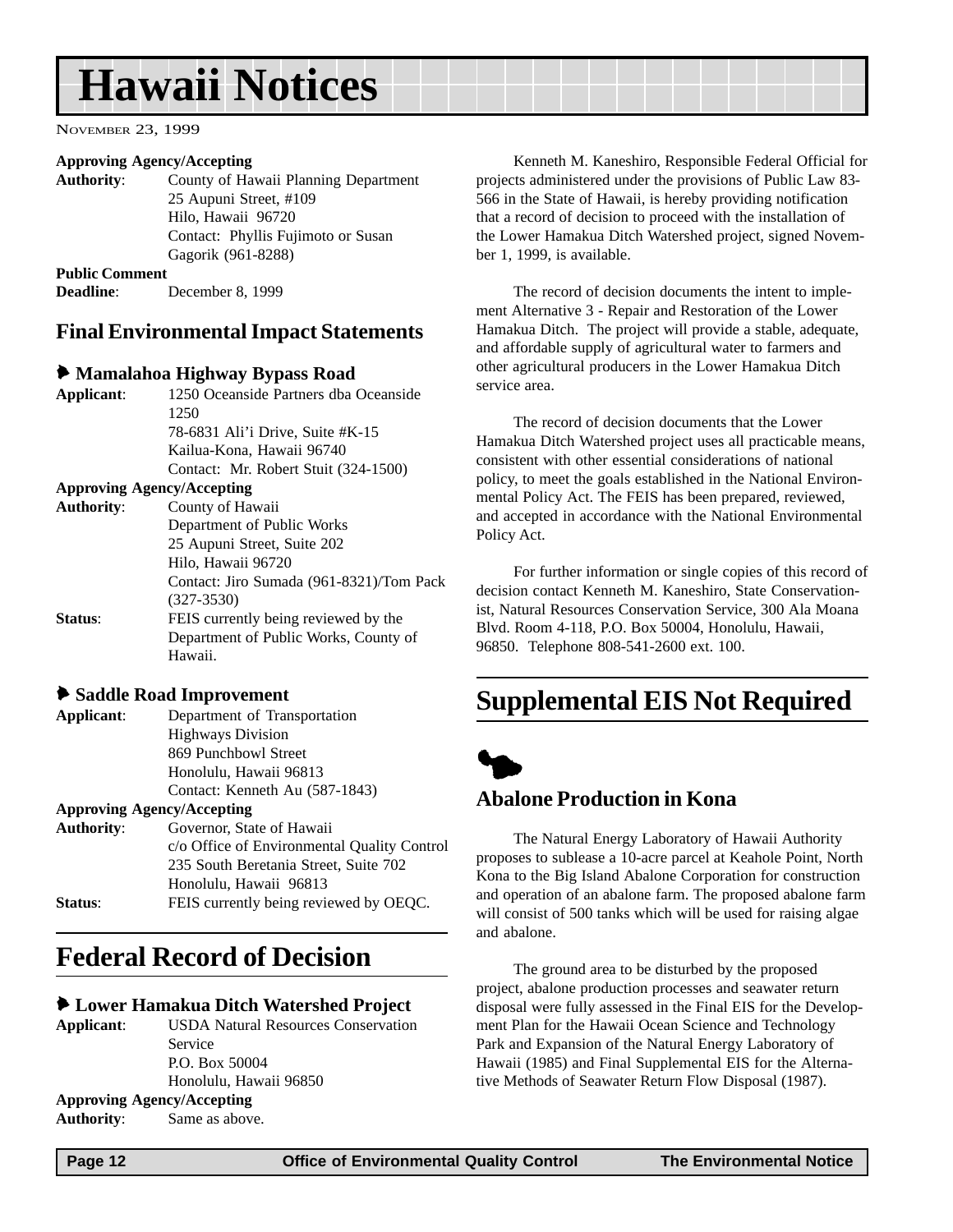**Approving Agency/Accepting**
**Authority**: County of Hawaii Planning Department
25 Aupuni Street, #109
Hilo, Hawaii 96720
Contact: Phyllis Fujimoto or Susan Gagorik (961-8288)

**Public Comment**
**Deadline**: December 8, 1999

## Final Environmental Impact Statements

### Mamalahoa Highway Bypass Road

**Applicant**: 1250 Oceanside Partners dba Oceanside 1250
78-6831 Ali'i Drive, Suite #K-15
Kailua-Kona, Hawaii 96740
Contact: Mr. Robert Stuit (324-1500)

**Approving Agency/Accepting**
**Authority**: County of Hawaii
Department of Public Works
25 Aupuni Street, Suite 202
Hilo, Hawaii 96720
Contact: Jiro Sumada (961-8321)/Tom Pack (327-3530)

**Status**: FEIS currently being reviewed by the Department of Public Works, County of Hawaii.

### Saddle Road Improvement

**Applicant**: Department of Transportation
Highways Division
869 Punchbowl Street
Honolulu, Hawaii 96813
Contact: Kenneth Au (587-1843)

**Approving Agency/Accepting**
**Authority**: Governor, State of Hawaii
c/o Office of Environmental Quality Control
235 South Beretania Street, Suite 702
Honolulu, Hawaii 96813

**Status**: FEIS currently being reviewed by OEQC.

## Federal Record of Decision

### Lower Hamakua Ditch Watershed Project

**Applicant**: USDA Natural Resources Conservation Service
P.O. Box 50004
Honolulu, Hawaii 96850

**Approving Agency/Accepting**
**Authority**: Same as above.

Kenneth M. Kaneshiro, Responsible Federal Official for projects administered under the provisions of Public Law 83-566 in the State of Hawaii, is hereby providing notification that a record of decision to proceed with the installation of the Lower Hamakua Ditch Watershed project, signed November 1, 1999, is available.

The record of decision documents the intent to implement Alternative 3 - Repair and Restoration of the Lower Hamakua Ditch. The project will provide a stable, adequate, and affordable supply of agricultural water to farmers and other agricultural producers in the Lower Hamakua Ditch service area.

The record of decision documents that the Lower Hamakua Ditch Watershed project uses all practicable means, consistent with other essential considerations of national policy, to meet the goals established in the National Environmental Policy Act. The FEIS has been prepared, reviewed, and accepted in accordance with the National Environmental Policy Act.

For further information or single copies of this record of decision contact Kenneth M. Kaneshiro, State Conservationist, Natural Resources Conservation Service, 300 Ala Moana Blvd. Room 4-118, P.O. Box 50004, Honolulu, Hawaii, 96850. Telephone 808-541-2600 ext. 100.

## Supplemental EIS Not Required

### Abalone Production in Kona

The Natural Energy Laboratory of Hawaii Authority proposes to sublease a 10-acre parcel at Keahole Point, North Kona to the Big Island Abalone Corporation for construction and operation of an abalone farm. The proposed abalone farm will consist of 500 tanks which will be used for raising algae and abalone.

The ground area to be disturbed by the proposed project, abalone production processes and seawater return disposal were fully assessed in the Final EIS for the Development Plan for the Hawaii Ocean Science and Technology Park and Expansion of the Natural Energy Laboratory of Hawaii (1985) and Final Supplemental EIS for the Alternative Methods of Seawater Return Flow Disposal (1987).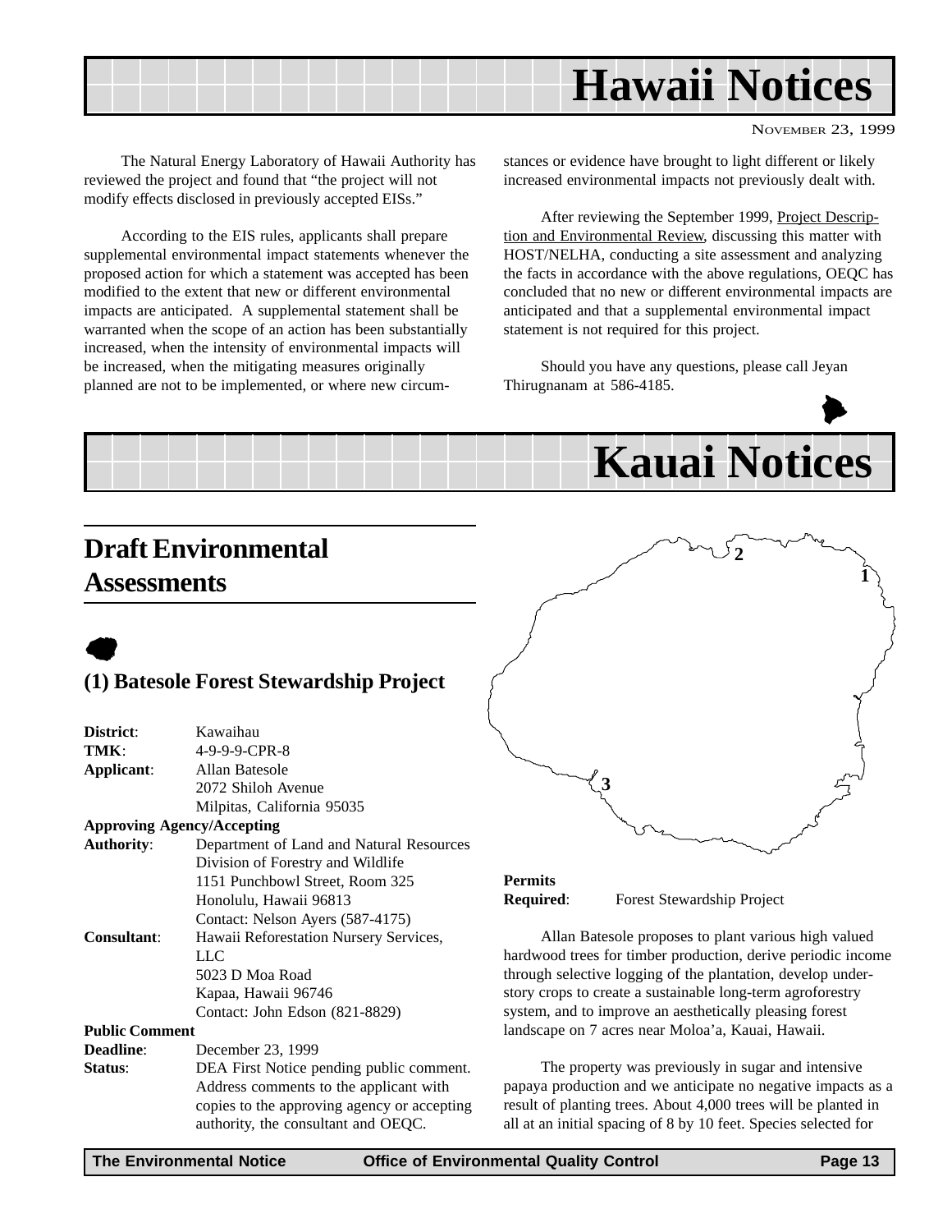# Hawaii Notices

The Natural Energy Laboratory of Hawaii Authority has reviewed the project and found that "the project will not modify effects disclosed in previously accepted EISs."

According to the EIS rules, applicants shall prepare supplemental environmental impact statements whenever the proposed action for which a statement was accepted has been modified to the extent that new or different environmental impacts are anticipated. A supplemental statement shall be warranted when the scope of an action has been substantially increased, when the intensity of environmental impacts will be increased, when the mitigating measures originally planned are not to be implemented, or where new circumstances or evidence have brought to light different or likely increased environmental impacts not previously dealt with.

After reviewing the September 1999, Project Description and Environmental Review, discussing this matter with HOST/NELHA, conducting a site assessment and analyzing the facts in accordance with the above regulations, OEQC has concluded that no new or different environmental impacts are anticipated and that a supplemental environmental impact statement is not required for this project.

Should you have any questions, please call Jeyan Thirugnanam at 586-4185.

# Kauai Notices

## Draft Environmental Assessments

### (1) Batesole Forest Stewardship Project

**District**: Kawaihau
**TMK**: 4-9-9-9-CPR-8
**Applicant**: Allan Batesole
2072 Shiloh Avenue
Milpitas, California 95035
**Approving Agency/Accepting Authority**: Department of Land and Natural Resources
Division of Forestry and Wildlife
1151 Punchbowl Street, Room 325
Honolulu, Hawaii 96813
Contact: Nelson Ayers (587-4175)
**Consultant**: Hawaii Reforestation Nursery Services, LLC
5023 D Moa Road
Kapaa, Hawaii 96746
Contact: John Edson (821-8829)
**Public Comment Deadline**: December 23, 1999
**Status**: DEA First Notice pending public comment. Address comments to the applicant with copies to the approving agency or accepting authority, the consultant and OEQC.

**Permits Required**: Forest Stewardship Project

Allan Batesole proposes to plant various high valued hardwood trees for timber production, derive periodic income through selective logging of the plantation, develop understory crops to create a sustainable long-term agroforestry system, and to improve an aesthetically pleasing forest landscape on 7 acres near Moloa'a, Kauai, Hawaii.

The property was previously in sugar and intensive papaya production and we anticipate no negative impacts as a result of planting trees. About 4,000 trees will be planted in all at an initial spacing of 8 by 10 feet. Species selected for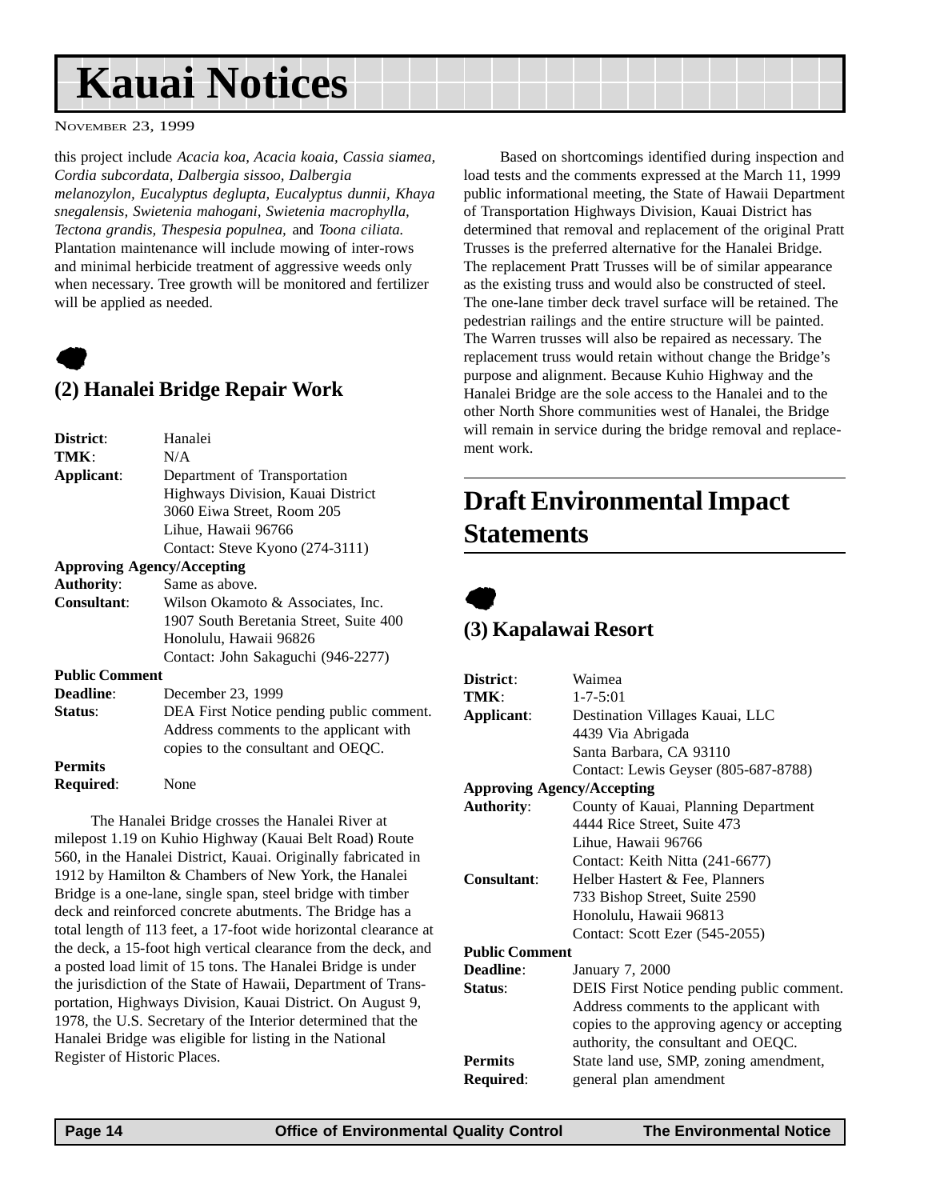# Kauai Notices

NOVEMBER 23, 1999

this project include *Acacia koa, Acacia koaia, Cassia siamea, Cordia subcordata, Dalbergia sissoo, Dalbergia melanozylon, Eucalyptus deglupta, Eucalyptus dunnii, Khaya snegalensis, Swietenia mahogani, Swietenia macrophylla, Tectona grandis, Thespesia populnea,* and *Toona ciliata.* Plantation maintenance will include mowing of inter-rows and minimal herbicide treatment of aggressive weeds only when necessary. Tree growth will be monitored and fertilizer will be applied as needed.

## (2) Hanalei Bridge Repair Work

**District**: Hanalei
**TMK**: N/A
**Applicant**: Department of Transportation
Highways Division, Kauai District
3060 Eiwa Street, Room 205
Lihue, Hawaii 96766
Contact: Steve Kyono (274-3111)
**Approving Agency/Accepting Authority**: Same as above.
**Consultant**: Wilson Okamoto & Associates, Inc.
1907 South Beretania Street, Suite 400
Honolulu, Hawaii 96826
Contact: John Sakaguchi (946-2277)
**Public Comment Deadline**: December 23, 1999
**Status**: DEA First Notice pending public comment. Address comments to the applicant with copies to the consultant and OEQC.
**Permits Required**: None

The Hanalei Bridge crosses the Hanalei River at milepost 1.19 on Kuhio Highway (Kauai Belt Road) Route 560, in the Hanalei District, Kauai. Originally fabricated in 1912 by Hamilton & Chambers of New York, the Hanalei Bridge is a one-lane, single span, steel bridge with timber deck and reinforced concrete abutments. The Bridge has a total length of 113 feet, a 17-foot wide horizontal clearance at the deck, a 15-foot high vertical clearance from the deck, and a posted load limit of 15 tons. The Hanalei Bridge is under the jurisdiction of the State of Hawaii, Department of Transportation, Highways Division, Kauai District. On August 9, 1978, the U.S. Secretary of the Interior determined that the Hanalei Bridge was eligible for listing in the National Register of Historic Places.

Based on shortcomings identified during inspection and load tests and the comments expressed at the March 11, 1999 public informational meeting, the State of Hawaii Department of Transportation Highways Division, Kauai District has determined that removal and replacement of the original Pratt Trusses is the preferred alternative for the Hanalei Bridge. The replacement Pratt Trusses will be of similar appearance as the existing truss and would also be constructed of steel. The one-lane timber deck travel surface will be retained. The pedestrian railings and the entire structure will be painted. The Warren trusses will also be repaired as necessary. The replacement truss would retain without change the Bridge's purpose and alignment. Because Kuhio Highway and the Hanalei Bridge are the sole access to the Hanalei and to the other North Shore communities west of Hanalei, the Bridge will remain in service during the bridge removal and replacement work.

# Draft Environmental Impact Statements

## (3) Kapalawai Resort

**District**: Waimea
**TMK**: 1-7-5:01
**Applicant**: Destination Villages Kauai, LLC
4439 Via Abrigada
Santa Barbara, CA 93110
Contact: Lewis Geyser (805-687-8788)
**Approving Agency/Accepting Authority**: County of Kauai, Planning Department
4444 Rice Street, Suite 473
Lihue, Hawaii 96766
Contact: Keith Nitta (241-6677)
**Consultant**: Helber Hastert & Fee, Planners
733 Bishop Street, Suite 2590
Honolulu, Hawaii 96813
Contact: Scott Ezer (545-2055)
**Public Comment Deadline**: January 7, 2000
**Status**: DEIS First Notice pending public comment. Address comments to the applicant with copies to the approving agency or accepting authority, the consultant and OEQC.
**Permits Required**: State land use, SMP, zoning amendment, general plan amendment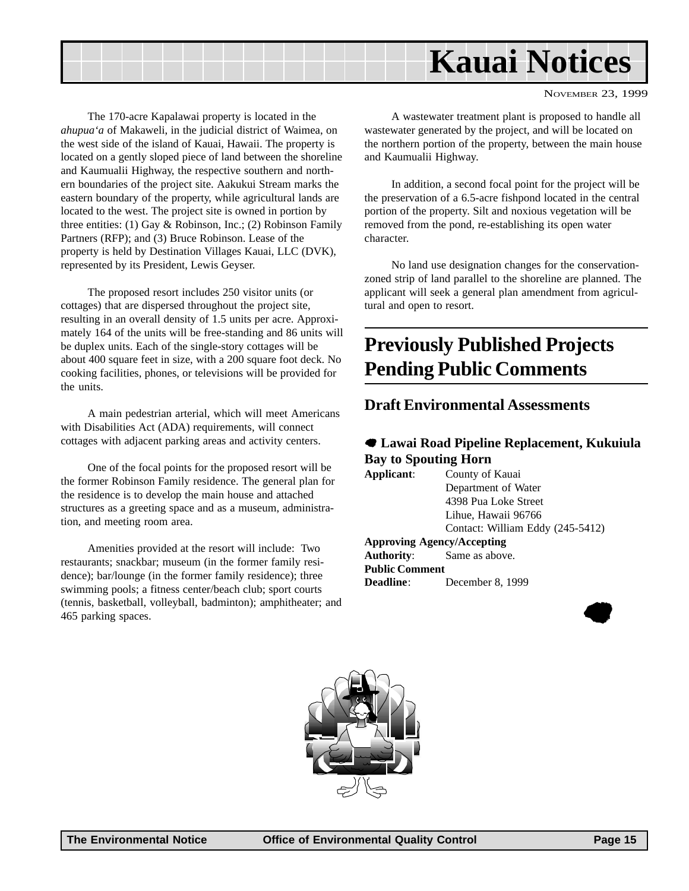The 170-acre Kapalawai property is located in the *ahupua'a* of Makaweli, in the judicial district of Waimea, on the west side of the island of Kauai, Hawaii. The property is located on a gently sloped piece of land between the shoreline and Kaumualii Highway, the respective southern and northern boundaries of the project site. Aakukui Stream marks the eastern boundary of the property, while agricultural lands are located to the west. The project site is owned in portion by three entities: (1) Gay & Robinson, Inc.; (2) Robinson Family Partners (RFP); and (3) Bruce Robinson. Lease of the property is held by Destination Villages Kauai, LLC (DVK), represented by its President, Lewis Geyser.

The proposed resort includes 250 visitor units (or cottages) that are dispersed throughout the project site, resulting in an overall density of 1.5 units per acre. Approximately 164 of the units will be free-standing and 86 units will be duplex units. Each of the single-story cottages will be about 400 square feet in size, with a 200 square foot deck. No cooking facilities, phones, or televisions will be provided for the units.

A main pedestrian arterial, which will meet Americans with Disabilities Act (ADA) requirements, will connect cottages with adjacent parking areas and activity centers.

One of the focal points for the proposed resort will be the former Robinson Family residence. The general plan for the residence is to develop the main house and attached structures as a greeting space and as a museum, administration, and meeting room area.

Amenities provided at the resort will include: Two restaurants; snackbar; museum (in the former family residence); bar/lounge (in the former family residence); three swimming pools; a fitness center/beach club; sport courts (tennis, basketball, volleyball, badminton); amphitheater; and 465 parking spaces.

A wastewater treatment plant is proposed to handle all wastewater generated by the project, and will be located on the northern portion of the property, between the main house and Kaumualii Highway.

In addition, a second focal point for the project will be the preservation of a 6.5-acre fishpond located in the central portion of the property. Silt and noxious vegetation will be removed from the pond, re-establishing its open water character.

No land use designation changes for the conservation-zoned strip of land parallel to the shoreline are planned. The applicant will seek a general plan amendment from agricultural and open to resort.

## Previously Published Projects Pending Public Comments

### Draft Environmental Assessments

#### Lawai Road Pipeline Replacement, Kukuiula Bay to Spouting Horn

**Applicant**: County of Kauai
Department of Water
4398 Pua Loke Street
Lihue, Hawaii 96766
Contact: William Eddy (245-5412)

**Approving Agency/Accepting Authority**: Same as above.

**Public Comment Deadline**: December 8, 1999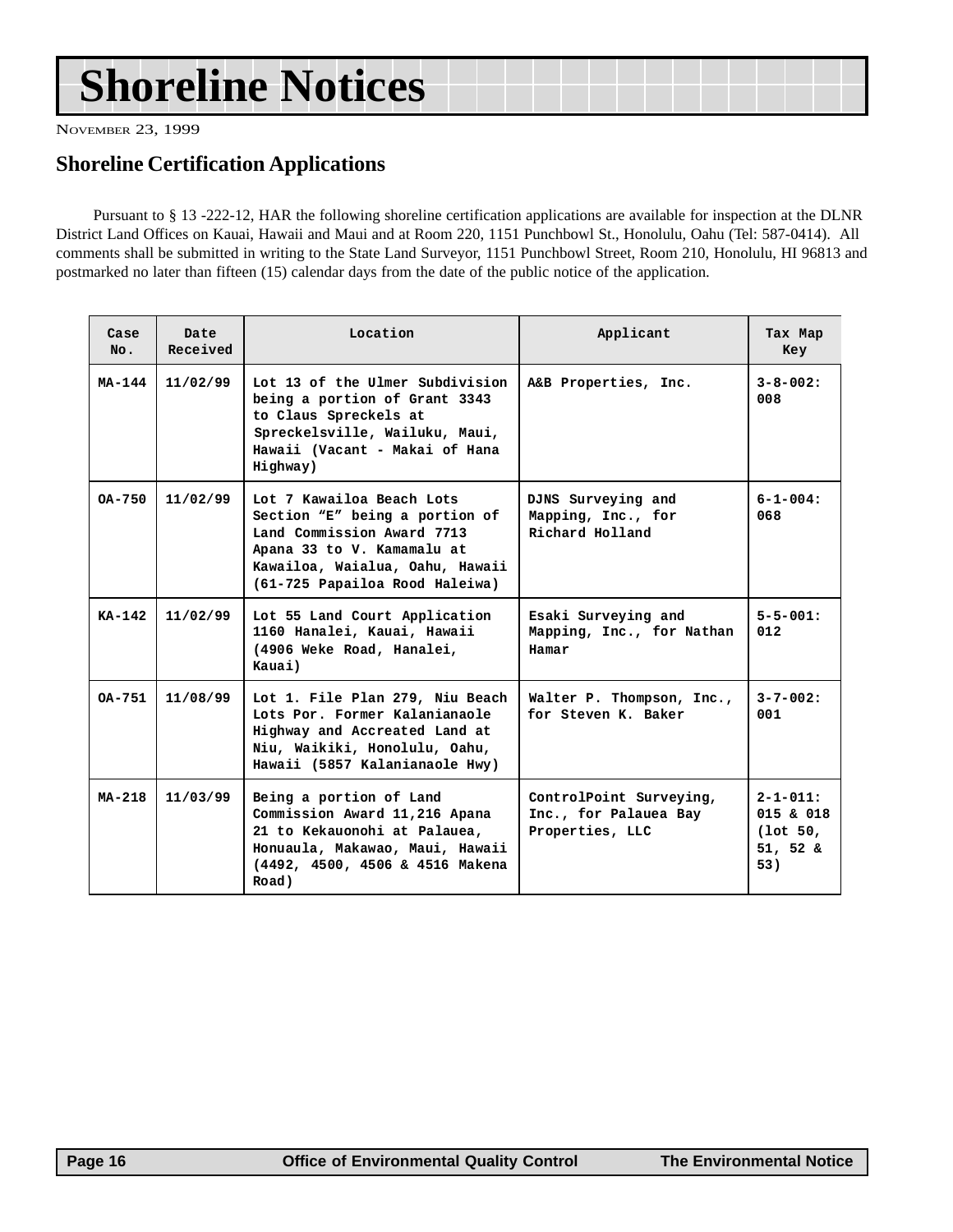# Shoreline Notices

NOVEMBER 23, 1999

## Shoreline Certification Applications

Pursuant to § 13 -222-12, HAR the following shoreline certification applications are available for inspection at the DLNR District Land Offices on Kauai, Hawaii and Maui and at Room 220, 1151 Punchbowl St., Honolulu, Oahu (Tel: 587-0414). All comments shall be submitted in writing to the State Land Surveyor, 1151 Punchbowl Street, Room 210, Honolulu, HI 96813 and postmarked no later than fifteen (15) calendar days from the date of the public notice of the application.

| Case No. | Date Received | Location | Applicant | Tax Map Key |
|---|---|---|---|---|
| MA-144 | 11/02/99 | Lot 13 of the Ulmer Subdivision being a portion of Grant 3343 to Claus Spreckels at Spreckelsville, Wailuku, Maui, Hawaii (Vacant - Makai of Hana Highway) | A&B Properties, Inc. | 3-8-002: 008 |
| OA-750 | 11/02/99 | Lot 7 Kawailoa Beach Lots Section "E" being a portion of Land Commission Award 7713 Apana 33 to V. Kamamalu at Kawailoa, Waialua, Oahu, Hawaii (61-725 Papailoa Rood Haleiwa) | DJNS Surveying and Mapping, Inc., for Richard Holland | 6-1-004: 068 |
| KA-142 | 11/02/99 | Lot 55 Land Court Application 1160 Hanalei, Kauai, Hawaii (4906 Weke Road, Hanalei, Kauai) | Esaki Surveying and Mapping, Inc., for Nathan Hamar | 5-5-001: 012 |
| OA-751 | 11/08/99 | Lot 1. File Plan 279, Niu Beach Lots Por. Former Kalanianaole Highway and Accreated Land at Niu, Waikiki, Honolulu, Oahu, Hawaii (5857 Kalanianaole Hwy) | Walter P. Thompson, Inc., for Steven K. Baker | 3-7-002: 001 |
| MA-218 | 11/03/99 | Being a portion of Land Commission Award 11,216 Apana 21 to Kekauonohi at Palauea, Honuaula, Makawao, Maui, Hawaii (4492, 4500, 4506 & 4516 Makena Road) | ControlPoint Surveying, Inc., for Palauea Bay Properties, LLC | 2-1-011: 015 & 018 (lot 50, 51, 52 & 53) |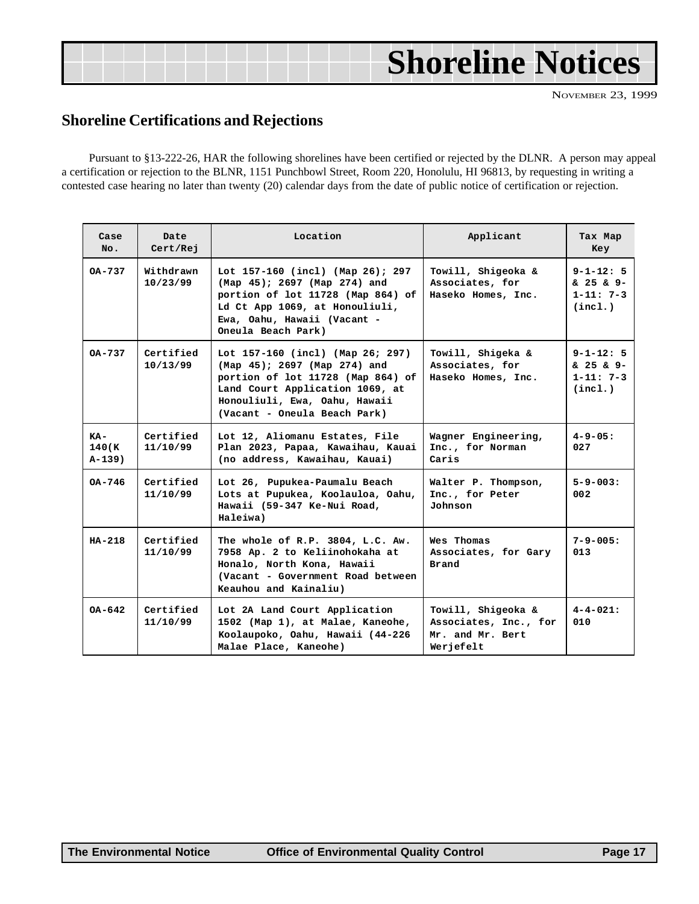# Shoreline Notices

November 23, 1999

## Shoreline Certifications and Rejections

Pursuant to §13-222-26, HAR the following shorelines have been certified or rejected by the DLNR. A person may appeal a certification or rejection to the BLNR, 1151 Punchbowl Street, Room 220, Honolulu, HI 96813, by requesting in writing a contested case hearing no later than twenty (20) calendar days from the date of public notice of certification or rejection.

| Case No. | Date Cert/Rej | Location | Applicant | Tax Map Key |
|---|---|---|---|---|
| OA-737 | Withdrawn 10/23/99 | Lot 157-160 (incl) (Map 26); 297 (Map 45); 2697 (Map 274) and portion of lot 11728 (Map 864) of Ld Ct App 1069, at Honouliuli, Ewa, Oahu, Hawaii (Vacant - Oneula Beach Park) | Towill, Shigeoka & Associates, for Haseko Homes, Inc. | 9-1-12: 5 & 25 & 9-1-11: 7-3 (incl.) |
| OA-737 | Certified 10/13/99 | Lot 157-160 (incl) (Map 26; 297) (Map 45); 2697 (Map 274) and portion of lot 11728 (Map 864) of Land Court Application 1069, at Honouliuli, Ewa, Oahu, Hawaii (Vacant - Oneula Beach Park) | Towill, Shigeka & Associates, for Haseko Homes, Inc. | 9-1-12: 5 & 25 & 9-1-11: 7-3 (incl.) |
| KA-140(KA-139) | Certified 11/10/99 | Lot 12, Aliomanu Estates, File Plan 2023, Papaa, Kawaihau, Kauai (no address, Kawaihau, Kauai) | Wagner Engineering, Inc., for Norman Caris | 4-9-05: 027 |
| OA-746 | Certified 11/10/99 | Lot 26, Pupukea-Paumalu Beach Lots at Pupukea, Koolauloa, Oahu, Hawaii (59-347 Ke-Nui Road, Haleiwa) | Walter P. Thompson, Inc., for Peter Johnson | 5-9-003: 002 |
| HA-218 | Certified 11/10/99 | The whole of R.P. 3804, L.C. Aw. 7958 Ap. 2 to Keliinohokaha at Honalo, North Kona, Hawaii (Vacant - Government Road between Keauhou and Kainaliu) | Wes Thomas Associates, for Gary Brand | 7-9-005: 013 |
| OA-642 | Certified 11/10/99 | Lot 2A Land Court Application 1502 (Map 1), at Malae, Kaneohe, Koolaupoko, Oahu, Hawaii (44-226 Malae Place, Kaneohe) | Towill, Shigeoka & Associates, Inc., for Mr. and Mr. Bert Werjefelt | 4-4-021: 010 |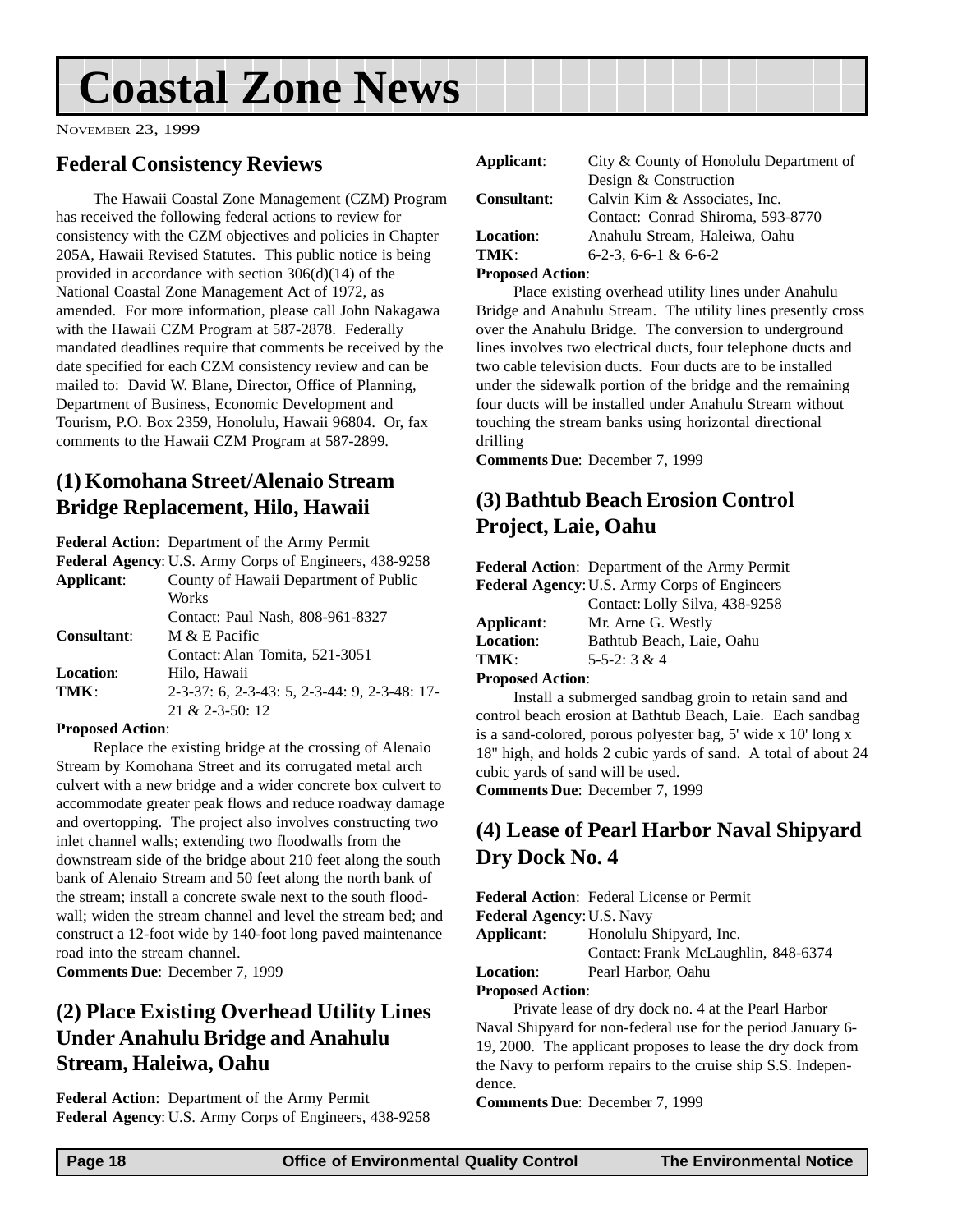# Coastal Zone News

November 23, 1999

## Federal Consistency Reviews

The Hawaii Coastal Zone Management (CZM) Program has received the following federal actions to review for consistency with the CZM objectives and policies in Chapter 205A, Hawaii Revised Statutes. This public notice is being provided in accordance with section 306(d)(14) of the National Coastal Zone Management Act of 1972, as amended. For more information, please call John Nakagawa with the Hawaii CZM Program at 587-2878. Federally mandated deadlines require that comments be received by the date specified for each CZM consistency review and can be mailed to: David W. Blane, Director, Office of Planning, Department of Business, Economic Development and Tourism, P.O. Box 2359, Honolulu, Hawaii 96804. Or, fax comments to the Hawaii CZM Program at 587-2899.

## (1) Komohana Street/Alenaio Stream Bridge Replacement, Hilo, Hawaii

**Federal Action**: Department of the Army Permit
**Federal Agency**: U.S. Army Corps of Engineers, 438-9258
**Applicant**: County of Hawaii Department of Public Works
Contact: Paul Nash, 808-961-8327
**Consultant**: M & E Pacific
Contact: Alan Tomita, 521-3051
**Location**: Hilo, Hawaii
**TMK**: 2-3-37: 6, 2-3-43: 5, 2-3-44: 9, 2-3-48: 17-21 & 2-3-50: 12

**Proposed Action**:

Replace the existing bridge at the crossing of Alenaio Stream by Komohana Street and its corrugated metal arch culvert with a new bridge and a wider concrete box culvert to accommodate greater peak flows and reduce roadway damage and overtopping. The project also involves constructing two inlet channel walls; extending two floodwalls from the downstream side of the bridge about 210 feet along the south bank of Alenaio Stream and 50 feet along the north bank of the stream; install a concrete swale next to the south floodwall; widen the stream channel and level the stream bed; and construct a 12-foot wide by 140-foot long paved maintenance road into the stream channel.

**Comments Due**: December 7, 1999

## (2) Place Existing Overhead Utility Lines Under Anahulu Bridge and Anahulu Stream, Haleiwa, Oahu

**Federal Action**: Department of the Army Permit
**Federal Agency**: U.S. Army Corps of Engineers, 438-9258
**Applicant**: City & County of Honolulu Department of Design & Construction
**Consultant**: Calvin Kim & Associates, Inc.
Contact: Conrad Shiroma, 593-8770
**Location**: Anahulu Stream, Haleiwa, Oahu
**TMK**: 6-2-3, 6-6-1 & 6-6-2

**Proposed Action**:

Place existing overhead utility lines under Anahulu Bridge and Anahulu Stream. The utility lines presently cross over the Anahulu Bridge. The conversion to underground lines involves two electrical ducts, four telephone ducts and two cable television ducts. Four ducts are to be installed under the sidewalk portion of the bridge and the remaining four ducts will be installed under Anahulu Stream without touching the stream banks using horizontal directional drilling

**Comments Due**: December 7, 1999

## (3) Bathtub Beach Erosion Control Project, Laie, Oahu

**Federal Action**: Department of the Army Permit
**Federal Agency**: U.S. Army Corps of Engineers
Contact: Lolly Silva, 438-9258
**Applicant**: Mr. Arne G. Westly
**Location**: Bathtub Beach, Laie, Oahu
**TMK**: 5-5-2: 3 & 4

**Proposed Action**:

Install a submerged sandbag groin to retain sand and control beach erosion at Bathtub Beach, Laie. Each sandbag is a sand-colored, porous polyester bag, 5' wide x 10' long x 18" high, and holds 2 cubic yards of sand. A total of about 24 cubic yards of sand will be used.

**Comments Due**: December 7, 1999

## (4) Lease of Pearl Harbor Naval Shipyard Dry Dock No. 4

**Federal Action**: Federal License or Permit
**Federal Agency**: U.S. Navy
**Applicant**: Honolulu Shipyard, Inc.
Contact: Frank McLaughlin, 848-6374
**Location**: Pearl Harbor, Oahu

**Proposed Action**:

Private lease of dry dock no. 4 at the Pearl Harbor Naval Shipyard for non-federal use for the period January 6-19, 2000. The applicant proposes to lease the dry dock from the Navy to perform repairs to the cruise ship S.S. Independence.

**Comments Due**: December 7, 1999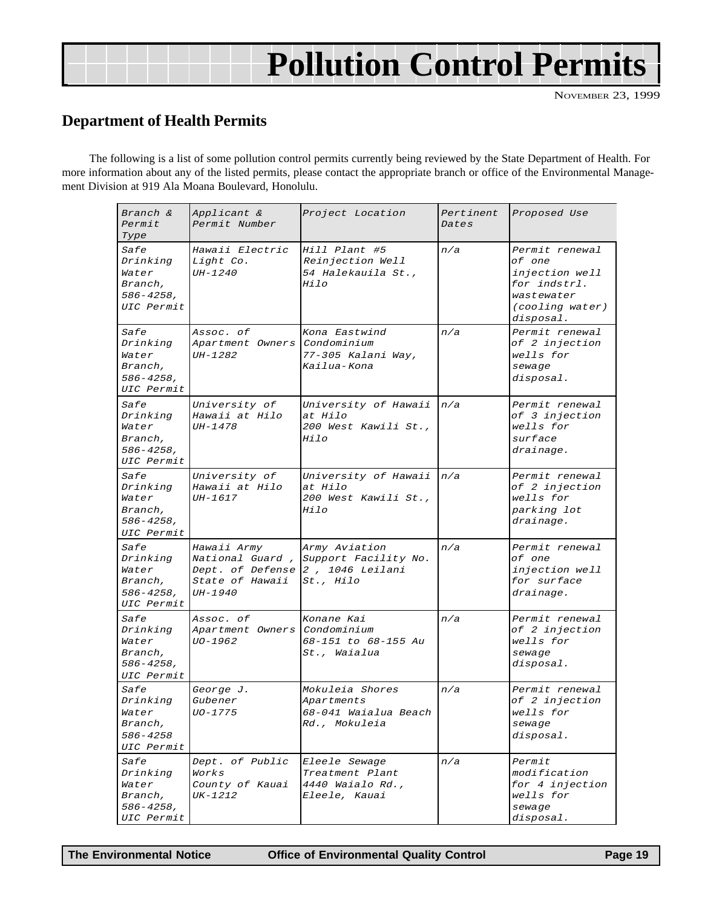# Pollution Control Permits

NOVEMBER 23, 1999

## Department of Health Permits

The following is a list of some pollution control permits currently being reviewed by the State Department of Health. For more information about any of the listed permits, please contact the appropriate branch or office of the Environmental Management Division at 919 Ala Moana Boulevard, Honolulu.

| Branch & Permit Type | Applicant & Permit Number | Project Location | Pertinent Dates | Proposed Use |
|---|---|---|---|---|
| Safe Drinking Water Branch, 586-4258, UIC Permit | Hawaii Electric Light Co. UH-1240 | Hill Plant #5 Reinjection Well 54 Halekauila St., Hilo | n/a | Permit renewal of one injection well for indstrl. wastewater (cooling water) disposal. |
| Safe Drinking Water Branch, 586-4258, UIC Permit | Assoc. of Apartment Owners UH-1282 | Kona Eastwind Condominium 77-305 Kalani Way, Kailua-Kona | n/a | Permit renewal of 2 injection wells for sewage disposal. |
| Safe Drinking Water Branch, 586-4258, UIC Permit | University of Hawaii at Hilo UH-1478 | University of Hawaii at Hilo 200 West Kawili St., Hilo | n/a | Permit renewal of 3 injection wells for surface drainage. |
| Safe Drinking Water Branch, 586-4258, UIC Permit | University of Hawaii at Hilo UH-1617 | University of Hawaii at Hilo 200 West Kawili St., Hilo | n/a | Permit renewal of 2 injection wells for parking lot drainage. |
| Safe Drinking Water Branch, 586-4258, UIC Permit | Hawaii Army National Guard , Dept. of Defense State of Hawaii UH-1940 | Army Aviation Support Facility No. 2 , 1046 Leilani St., Hilo | n/a | Permit renewal of one injection well for surface drainage. |
| Safe Drinking Water Branch, 586-4258, UIC Permit | Assoc. of Apartment Owners UO-1962 | Konane Kai Condominium 68-151 to 68-155 Au St., Waialua | n/a | Permit renewal of 2 injection wells for sewage disposal. |
| Safe Drinking Water Branch, 586-4258 UIC Permit | George J. Gubener UO-1775 | Mokuleia Shores Apartments 68-041 Waialua Beach Rd., Mokuleia | n/a | Permit renewal of 2 injection wells for sewage disposal. |
| Safe Drinking Water Branch, 586-4258, UIC Permit | Dept. of Public Works County of Kauai UK-1212 | Eleele Sewage Treatment Plant 4440 Waialo Rd., Eleele, Kauai | n/a | Permit modification for 4 injection wells for sewage disposal. |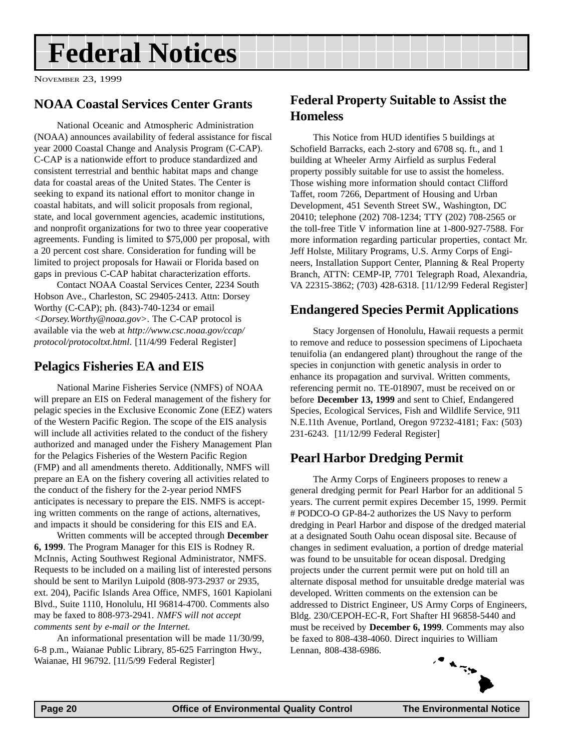# Federal Notices

NOVEMBER 23, 1999

## NOAA Coastal Services Center Grants

National Oceanic and Atmospheric Administration (NOAA) announces availability of federal assistance for fiscal year 2000 Coastal Change and Analysis Program (C-CAP). C-CAP is a nationwide effort to produce standardized and consistent terrestrial and benthic habitat maps and change data for coastal areas of the United States. The Center is seeking to expand its national effort to monitor change in coastal habitats, and will solicit proposals from regional, state, and local government agencies, academic institutions, and nonprofit organizations for two to three year cooperative agreements. Funding is limited to $75,000 per proposal, with a 20 percent cost share. Consideration for funding will be limited to project proposals for Hawaii or Florida based on gaps in previous C-CAP habitat characterization efforts.

Contact NOAA Coastal Services Center, 2234 South Hobson Ave., Charleston, SC 29405-2413. Attn: Dorsey Worthy (C-CAP); ph. (843)-740-1234 or email *<Dorsey.Worthy@noaa.gov>*. The C-CAP protocol is available via the web at *http://www.csc.noaa.gov/ccap/protocol/protocoltxt.html*. [11/4/99 Federal Register]

## Pelagics Fisheries EA and EIS

National Marine Fisheries Service (NMFS) of NOAA will prepare an EIS on Federal management of the fishery for pelagic species in the Exclusive Economic Zone (EEZ) waters of the Western Pacific Region. The scope of the EIS analysis will include all activities related to the conduct of the fishery authorized and managed under the Fishery Management Plan for the Pelagics Fisheries of the Western Pacific Region (FMP) and all amendments thereto. Additionally, NMFS will prepare an EA on the fishery covering all activities related to the conduct of the fishery for the 2-year period NMFS anticipates is necessary to prepare the EIS. NMFS is accepting written comments on the range of actions, alternatives, and impacts it should be considering for this EIS and EA.

Written comments will be accepted through **December 6, 1999**. The Program Manager for this EIS is Rodney R. McInnis, Acting Southwest Regional Administrator, NMFS. Requests to be included on a mailing list of interested persons should be sent to Marilyn Luipold (808-973-2937 or 2935, ext. 204), Pacific Islands Area Office, NMFS, 1601 Kapiolani Blvd., Suite 1110, Honolulu, HI 96814-4700. Comments also may be faxed to 808-973-2941. *NMFS will not accept comments sent by e-mail or the Internet.*

An informational presentation will be made 11/30/99, 6-8 p.m., Waianae Public Library, 85-625 Farrington Hwy., Waianae, HI 96792. [11/5/99 Federal Register]

## Federal Property Suitable to Assist the Homeless

This Notice from HUD identifies 5 buildings at Schofield Barracks, each 2-story and 6708 sq. ft., and 1 building at Wheeler Army Airfield as surplus Federal property possibly suitable for use to assist the homeless. Those wishing more information should contact Clifford Taffet, room 7266, Department of Housing and Urban Development, 451 Seventh Street SW., Washington, DC 20410; telephone (202) 708-1234; TTY (202) 708-2565 or the toll-free Title V information line at 1-800-927-7588. For more information regarding particular properties, contact Mr. Jeff Holste, Military Programs, U.S. Army Corps of Engineers, Installation Support Center, Planning & Real Property Branch, ATTN: CEMP-IP, 7701 Telegraph Road, Alexandria, VA 22315-3862; (703) 428-6318. [11/12/99 Federal Register]

## Endangered Species Permit Applications

Stacy Jorgensen of Honolulu, Hawaii requests a permit to remove and reduce to possession specimens of Lipochaeta tenuifolia (an endangered plant) throughout the range of the species in conjunction with genetic analysis in order to enhance its propagation and survival. Written comments, referencing permit no. TE-018907, must be received on or before **December 13, 1999** and sent to Chief, Endangered Species, Ecological Services, Fish and Wildlife Service, 911 N.E.11th Avenue, Portland, Oregon 97232-4181; Fax: (503) 231-6243. [11/12/99 Federal Register]

## Pearl Harbor Dredging Permit

The Army Corps of Engineers proposes to renew a general dredging permit for Pearl Harbor for an additional 5 years. The current permit expires December 15, 1999. Permit # PODCO-O GP-84-2 authorizes the US Navy to perform dredging in Pearl Harbor and dispose of the dredged material at a designated South Oahu ocean disposal site. Because of changes in sediment evaluation, a portion of dredge material was found to be unsuitable for ocean disposal. Dredging projects under the current permit were put on hold till an alternate disposal method for unsuitable dredge material was developed. Written comments on the extension can be addressed to District Engineer, US Army Corps of Engineers, Bldg. 230/CEPOH-EC-R, Fort Shafter HI 96858-5440 and must be received by **December 6, 1999**. Comments may also be faxed to 808-438-4060. Direct inquiries to William Lennan, 808-438-6986.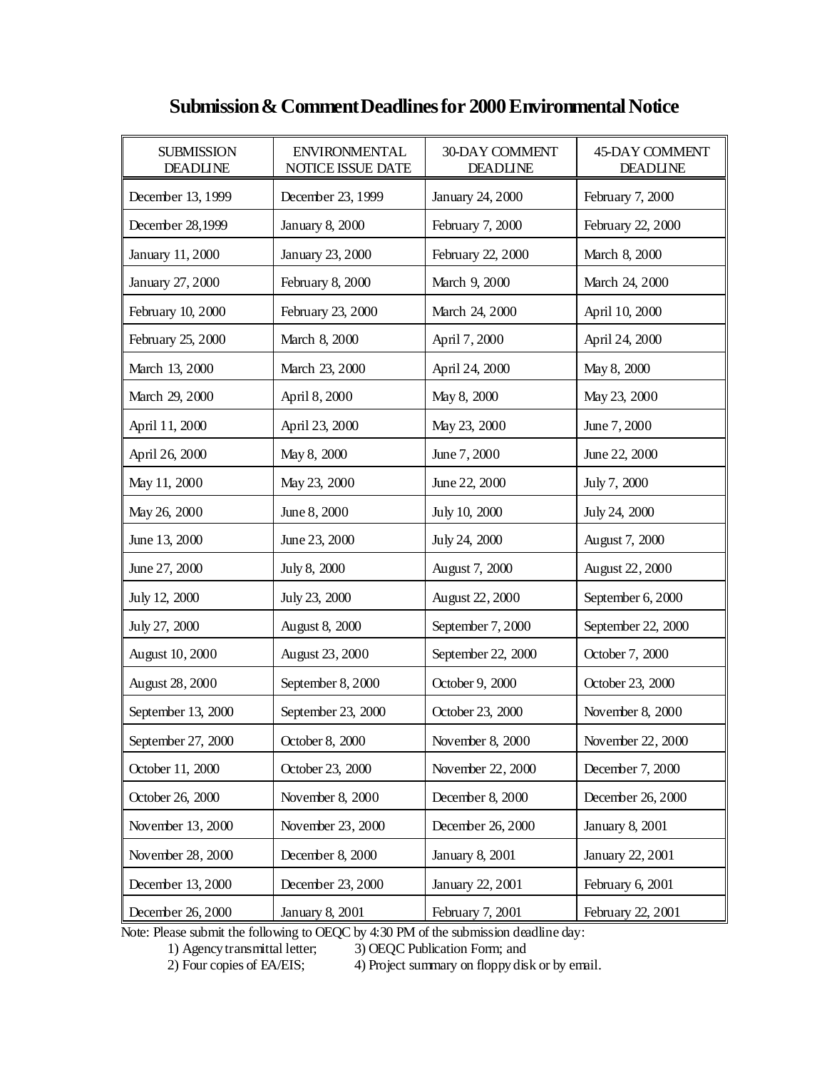# Submission & Comment Deadlines for 2000 Environmental Notice

| SUBMISSION DEADLINE | ENVIRONMENTAL NOTICE ISSUE DATE | 30-DAY COMMENT DEADLINE | 45-DAY COMMENT DEADLINE |
|---|---|---|---|
| December 13, 1999 | December 23, 1999 | January 24, 2000 | February 7, 2000 |
| December 28,1999 | January 8, 2000 | February 7, 2000 | February 22, 2000 |
| January 11, 2000 | January 23, 2000 | February 22, 2000 | March 8, 2000 |
| January 27, 2000 | February 8, 2000 | March 9, 2000 | March 24, 2000 |
| February 10, 2000 | February 23, 2000 | March 24, 2000 | April 10, 2000 |
| February 25, 2000 | March 8, 2000 | April 7, 2000 | April 24, 2000 |
| March 13, 2000 | March 23, 2000 | April 24, 2000 | May 8, 2000 |
| March 29, 2000 | April 8, 2000 | May 8, 2000 | May 23, 2000 |
| April 11, 2000 | April 23, 2000 | May 23, 2000 | June 7, 2000 |
| April 26, 2000 | May 8, 2000 | June 7, 2000 | June 22, 2000 |
| May 11, 2000 | May 23, 2000 | June 22, 2000 | July 7, 2000 |
| May 26, 2000 | June 8, 2000 | July 10, 2000 | July 24, 2000 |
| June 13, 2000 | June 23, 2000 | July 24, 2000 | August 7, 2000 |
| June 27, 2000 | July 8, 2000 | August 7, 2000 | August 22, 2000 |
| July 12, 2000 | July 23, 2000 | August 22, 2000 | September 6, 2000 |
| July 27, 2000 | August 8, 2000 | September 7, 2000 | September 22, 2000 |
| August 10, 2000 | August 23, 2000 | September 22, 2000 | October 7, 2000 |
| August 28, 2000 | September 8, 2000 | October 9, 2000 | October 23, 2000 |
| September 13, 2000 | September 23, 2000 | October 23, 2000 | November 8, 2000 |
| September 27, 2000 | October 8, 2000 | November 8, 2000 | November 22, 2000 |
| October 11, 2000 | October 23, 2000 | November 22, 2000 | December 7, 2000 |
| October 26, 2000 | November 8, 2000 | December 8, 2000 | December 26, 2000 |
| November 13, 2000 | November 23, 2000 | December 26, 2000 | January 8, 2001 |
| November 28, 2000 | December 8, 2000 | January 8, 2001 | January 22, 2001 |
| December 13, 2000 | December 23, 2000 | January 22, 2001 | February 6, 2001 |
| December 26, 2000 | January 8, 2001 | February 7, 2001 | February 22, 2001 |

Note: Please submit the following to OEQC by 4:30 PM of the submission deadline day:

1) Agency transmittal letter;
2) Four copies of EA/EIS;
3) OEQC Publication Form; and
4) Project summary on floppy disk or by email.